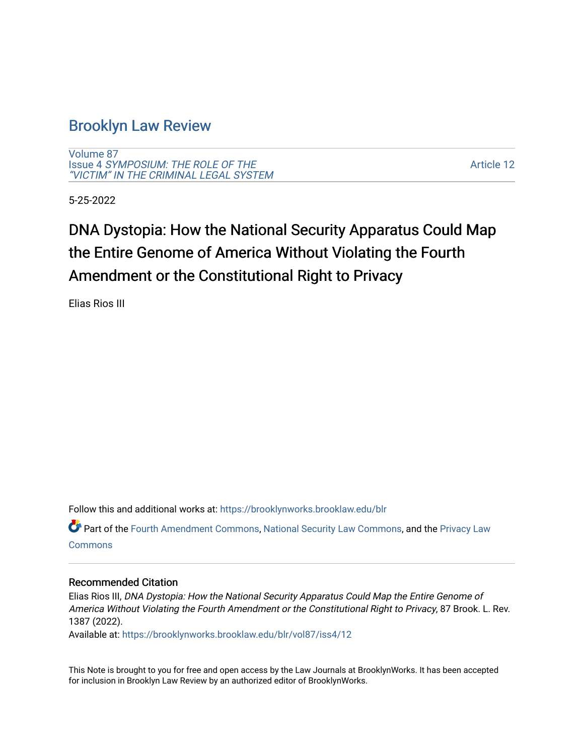# Brooklyn Law Review

Volume 87
Issue 4 *SYMPOSIUM: THE ROLE OF THE "VICTIM" IN THE CRIMINAL LEGAL SYSTEM*

Article 12

5-25-2022

## DNA Dystopia: How the National Security Apparatus Could Map the Entire Genome of America Without Violating the Fourth Amendment or the Constitutional Right to Privacy

Elias Rios III

Follow this and additional works at: https://brooklynworks.brooklaw.edu/blr

Part of the Fourth Amendment Commons, National Security Law Commons, and the Privacy Law Commons

### Recommended Citation

Elias Rios III, *DNA Dystopia: How the National Security Apparatus Could Map the Entire Genome of America Without Violating the Fourth Amendment or the Constitutional Right to Privacy*, 87 Brook. L. Rev. 1387 (2022).
Available at: https://brooklynworks.brooklaw.edu/blr/vol87/iss4/12

This Note is brought to you for free and open access by the Law Journals at BrooklynWorks. It has been accepted for inclusion in Brooklyn Law Review by an authorized editor of BrooklynWorks.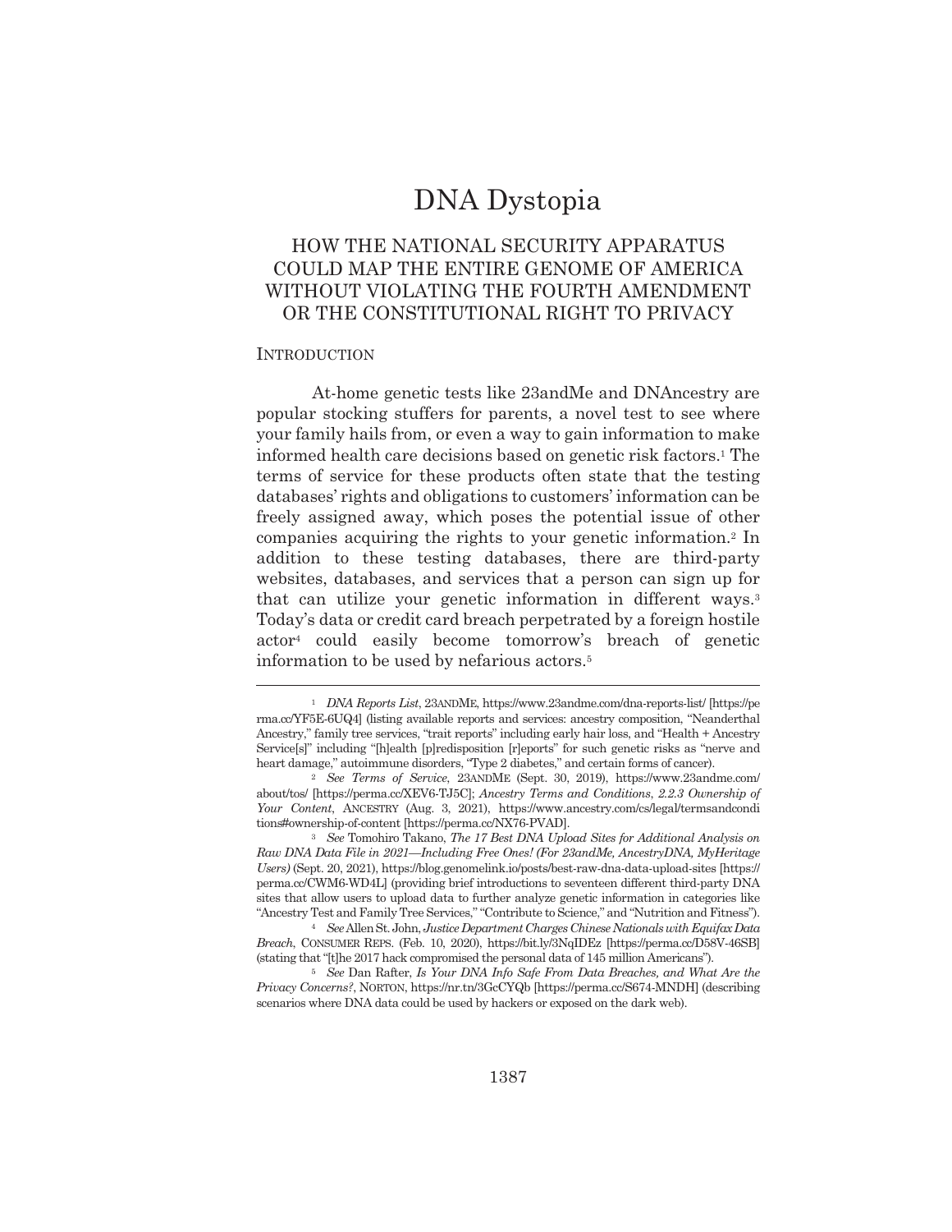# DNA Dystopia

## HOW THE NATIONAL SECURITY APPARATUS COULD MAP THE ENTIRE GENOME OF AMERICA WITHOUT VIOLATING THE FOURTH AMENDMENT OR THE CONSTITUTIONAL RIGHT TO PRIVACY

### INTRODUCTION

At-home genetic tests like 23andMe and DNAncestry are popular stocking stuffers for parents, a novel test to see where your family hails from, or even a way to gain information to make informed health care decisions based on genetic risk factors.[1] The terms of service for these products often state that the testing databases' rights and obligations to customers' information can be freely assigned away, which poses the potential issue of other companies acquiring the rights to your genetic information.[2] In addition to these testing databases, there are third-party websites, databases, and services that a person can sign up for that can utilize your genetic information in different ways.[3] Today's data or credit card breach perpetrated by a foreign hostile actor[4] could easily become tomorrow's breach of genetic information to be used by nefarious actors.[5]

---

[1] *DNA Reports List*, 23ANDME, https://www.23andme.com/dna-reports-list/ [https://perma.cc/YF5E-6UQ4] (listing available reports and services: ancestry composition, "Neanderthal Ancestry," family tree services, "trait reports" including early hair loss, and "Health + Ancestry Service[s]" including "[h]ealth [p]redisposition [r]eports" for such genetic risks as "nerve and heart damage," autoimmune disorders, "Type 2 diabetes," and certain forms of cancer).

[2] *See Terms of Service*, 23ANDME (Sept. 30, 2019), https://www.23andme.com/about/tos/ [https://perma.cc/XEV6-TJ5C]; *Ancestry Terms and Conditions*, *2.2.3 Ownership of Your Content*, ANCESTRY (Aug. 3, 2021), https://www.ancestry.com/cs/legal/termsandconditions#ownership-of-content [https://perma.cc/NX76-PVAD].

[3] *See* Tomohiro Takano, *The 17 Best DNA Upload Sites for Additional Analysis on Raw DNA Data File in 2021—Including Free Ones! (For 23andMe, AncestryDNA, MyHeritage Users)* (Sept. 20, 2021), https://blog.genomelink.io/posts/best-raw-dna-data-upload-sites [https://perma.cc/CWM6-WD4L] (providing brief introductions to seventeen different third-party DNA sites that allow users to upload data to further analyze genetic information in categories like "Ancestry Test and Family Tree Services," "Contribute to Science," and "Nutrition and Fitness").

[4] *See* Allen St. John, *Justice Department Charges Chinese Nationals with Equifax Data Breach*, CONSUMER REPS. (Feb. 10, 2020), https://bit.ly/3NqIDEz [https://perma.cc/D58V-46SB] (stating that "[t]he 2017 hack compromised the personal data of 145 million Americans").

[5] *See* Dan Rafter, *Is Your DNA Info Safe From Data Breaches, and What Are the Privacy Concerns?*, NORTON, https://nr.tn/3GcCYQb [https://perma.cc/S674-MNDH] (describing scenarios where DNA data could be used by hackers or exposed on the dark web).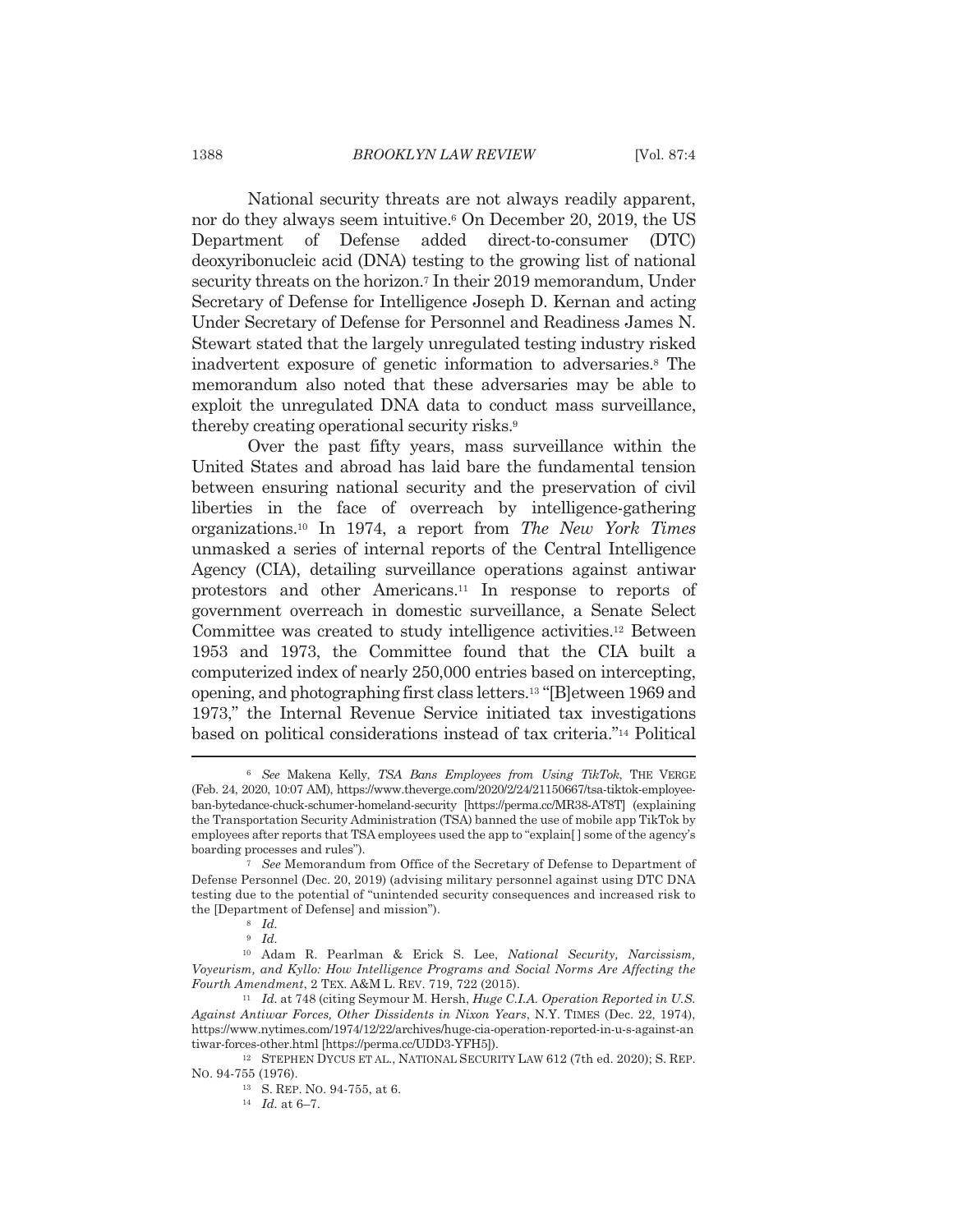National security threats are not always readily apparent, nor do they always seem intuitive.[6] On December 20, 2019, the US Department of Defense added direct-to-consumer (DTC) deoxyribonucleic acid (DNA) testing to the growing list of national security threats on the horizon.[7] In their 2019 memorandum, Under Secretary of Defense for Intelligence Joseph D. Kernan and acting Under Secretary of Defense for Personnel and Readiness James N. Stewart stated that the largely unregulated testing industry risked inadvertent exposure of genetic information to adversaries.[8] The memorandum also noted that these adversaries may be able to exploit the unregulated DNA data to conduct mass surveillance, thereby creating operational security risks.[9]

Over the past fifty years, mass surveillance within the United States and abroad has laid bare the fundamental tension between ensuring national security and the preservation of civil liberties in the face of overreach by intelligence-gathering organizations.[10] In 1974, a report from *The New York Times* unmasked a series of internal reports of the Central Intelligence Agency (CIA), detailing surveillance operations against antiwar protestors and other Americans.[11] In response to reports of government overreach in domestic surveillance, a Senate Select Committee was created to study intelligence activities.[12] Between 1953 and 1973, the Committee found that the CIA built a computerized index of nearly 250,000 entries based on intercepting, opening, and photographing first class letters.[13] "[B]etween 1969 and 1973," the Internal Revenue Service initiated tax investigations based on political considerations instead of tax criteria."[14] Political

---

[6] *See* Makena Kelly, *TSA Bans Employees from Using TikTok*, THE VERGE (Feb. 24, 2020, 10:07 AM), https://www.theverge.com/2020/2/24/21150667/tsa-tiktok-employee-ban-bytedance-chuck-schumer-homeland-security [https://perma.cc/MR38-AT8T] (explaining the Transportation Security Administration (TSA) banned the use of mobile app TikTok by employees after reports that TSA employees used the app to "explain[ ] some of the agency's boarding processes and rules").

[7] *See* Memorandum from Office of the Secretary of Defense to Department of Defense Personnel (Dec. 20, 2019) (advising military personnel against using DTC DNA testing due to the potential of "unintended security consequences and increased risk to the [Department of Defense] and mission").

[8] *Id.*

[9] *Id.*

[10] Adam R. Pearlman & Erick S. Lee, *National Security, Narcissism, Voyeurism, and Kyllo: How Intelligence Programs and Social Norms Are Affecting the Fourth Amendment*, 2 TEX. A&M L. REV. 719, 722 (2015).

[11] *Id.* at 748 (citing Seymour M. Hersh, *Huge C.I.A. Operation Reported in U.S. Against Antiwar Forces, Other Dissidents in Nixon Years*, N.Y. TIMES (Dec. 22, 1974), https://www.nytimes.com/1974/12/22/archives/huge-cia-operation-reported-in-u-s-against-antiwar-forces-other.html [https://perma.cc/UDD3-YFH5]).

[12] STEPHEN DYCUS ET AL., NATIONAL SECURITY LAW 612 (7th ed. 2020); S. REP. NO. 94-755 (1976).

[13] S. REP. NO. 94-755, at 6.

[14] *Id.* at 6–7.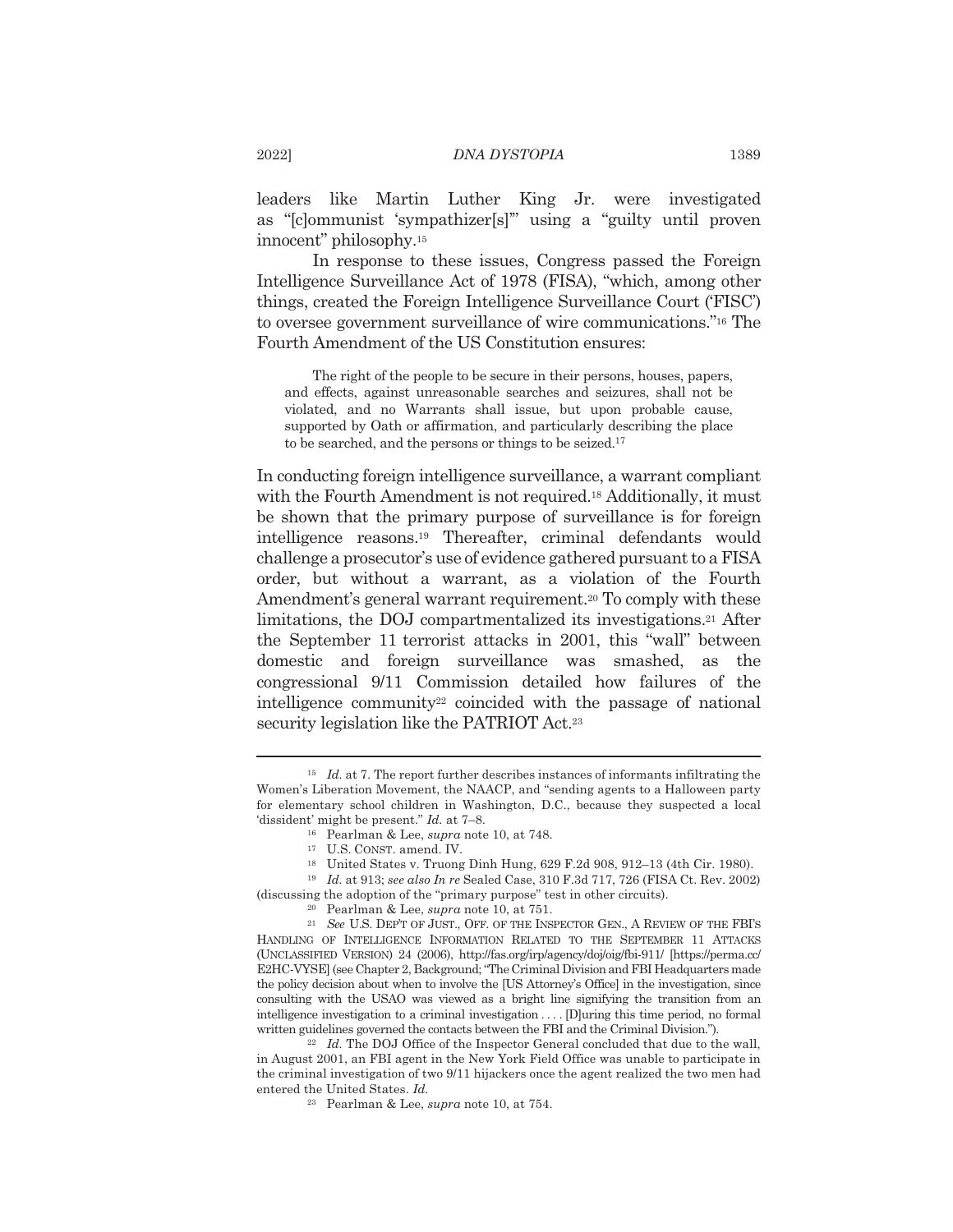leaders like Martin Luther King Jr. were investigated as "[c]ommunist 'sympathizer[s]'" using a "guilty until proven innocent" philosophy.[15]

In response to these issues, Congress passed the Foreign Intelligence Surveillance Act of 1978 (FISA), "which, among other things, created the Foreign Intelligence Surveillance Court ('FISC') to oversee government surveillance of wire communications."[16] The Fourth Amendment of the US Constitution ensures:

> The right of the people to be secure in their persons, houses, papers, and effects, against unreasonable searches and seizures, shall not be violated, and no Warrants shall issue, but upon probable cause, supported by Oath or affirmation, and particularly describing the place to be searched, and the persons or things to be seized.[17]

In conducting foreign intelligence surveillance, a warrant compliant with the Fourth Amendment is not required.[18] Additionally, it must be shown that the primary purpose of surveillance is for foreign intelligence reasons.[19] Thereafter, criminal defendants would challenge a prosecutor's use of evidence gathered pursuant to a FISA order, but without a warrant, as a violation of the Fourth Amendment's general warrant requirement.[20] To comply with these limitations, the DOJ compartmentalized its investigations.[21] After the September 11 terrorist attacks in 2001, this "wall" between domestic and foreign surveillance was smashed, as the congressional 9/11 Commission detailed how failures of the intelligence community[22] coincided with the passage of national security legislation like the PATRIOT Act.[23]

---

[15] *Id.* at 7. The report further describes instances of informants infiltrating the Women's Liberation Movement, the NAACP, and "sending agents to a Halloween party for elementary school children in Washington, D.C., because they suspected a local 'dissident' might be present." *Id.* at 7–8.

[16] Pearlman & Lee, *supra* note 10, at 748.

[17] U.S. CONST. amend. IV.

[18] United States v. Truong Dinh Hung, 629 F.2d 908, 912–13 (4th Cir. 1980).

[19] *Id.* at 913; *see also In re* Sealed Case, 310 F.3d 717, 726 (FISA Ct. Rev. 2002) (discussing the adoption of the "primary purpose" test in other circuits).

[20] Pearlman & Lee, *supra* note 10, at 751.

[21] *See* U.S. DEP'T OF JUST., OFF. OF THE INSPECTOR GEN., A REVIEW OF THE FBI'S HANDLING OF INTELLIGENCE INFORMATION RELATED TO THE SEPTEMBER 11 ATTACKS (UNCLASSIFIED VERSION) 24 (2006), http://fas.org/irp/agency/doj/oig/fbi-911/ [https://perma.cc/E2HC-VYSE] (see Chapter 2, Background; "The Criminal Division and FBI Headquarters made the policy decision about when to involve the [US Attorney's Office] in the investigation, since consulting with the USAO was viewed as a bright line signifying the transition from an intelligence investigation to a criminal investigation . . . . [D]uring this time period, no formal written guidelines governed the contacts between the FBI and the Criminal Division.").

[22] *Id.* The DOJ Office of the Inspector General concluded that due to the wall, in August 2001, an FBI agent in the New York Field Office was unable to participate in the criminal investigation of two 9/11 hijackers once the agent realized the two men had entered the United States. *Id.*

[23] Pearlman & Lee, *supra* note 10, at 754.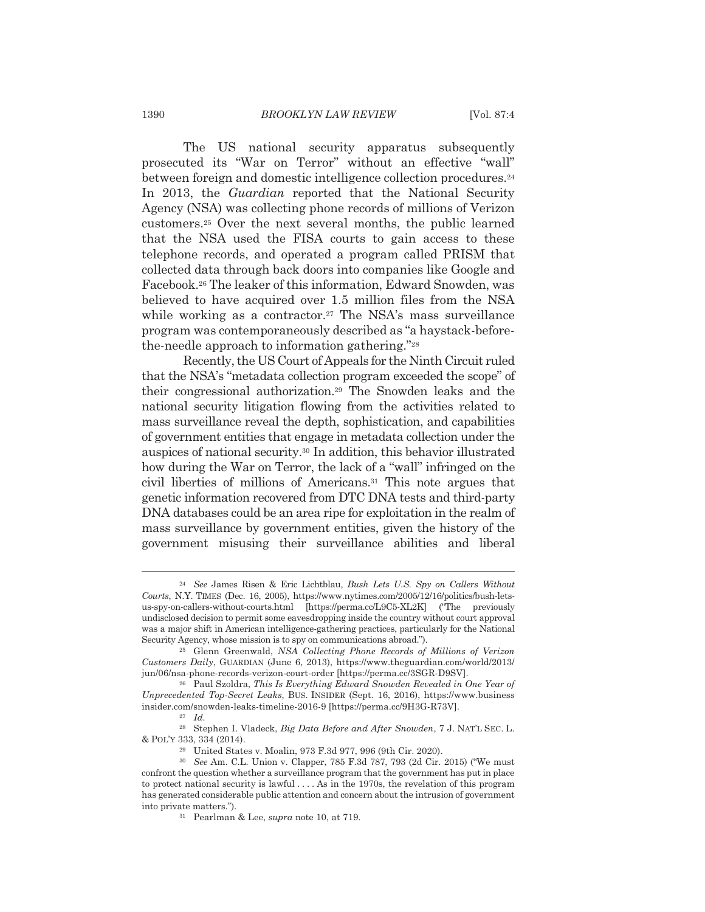The US national security apparatus subsequently prosecuted its "War on Terror" without an effective "wall" between foreign and domestic intelligence collection procedures.[24] In 2013, the *Guardian* reported that the National Security Agency (NSA) was collecting phone records of millions of Verizon customers.[25] Over the next several months, the public learned that the NSA used the FISA courts to gain access to these telephone records, and operated a program called PRISM that collected data through back doors into companies like Google and Facebook.[26] The leaker of this information, Edward Snowden, was believed to have acquired over 1.5 million files from the NSA while working as a contractor.[27] The NSA's mass surveillance program was contemporaneously described as "a haystack-before-the-needle approach to information gathering."[28]

Recently, the US Court of Appeals for the Ninth Circuit ruled that the NSA's "metadata collection program exceeded the scope" of their congressional authorization.[29] The Snowden leaks and the national security litigation flowing from the activities related to mass surveillance reveal the depth, sophistication, and capabilities of government entities that engage in metadata collection under the auspices of national security.[30] In addition, this behavior illustrated how during the War on Terror, the lack of a "wall" infringed on the civil liberties of millions of Americans.[31] This note argues that genetic information recovered from DTC DNA tests and third-party DNA databases could be an area ripe for exploitation in the realm of mass surveillance by government entities, given the history of the government misusing their surveillance abilities and liberal

---

[24] *See* James Risen & Eric Lichtblau, *Bush Lets U.S. Spy on Callers Without Courts*, N.Y. TIMES (Dec. 16, 2005), https://www.nytimes.com/2005/12/16/politics/bush-lets-us-spy-on-callers-without-courts.html [https://perma.cc/L9C5-XL2K] ("The previously undisclosed decision to permit some eavesdropping inside the country without court approval was a major shift in American intelligence-gathering practices, particularly for the National Security Agency, whose mission is to spy on communications abroad.").

[25] Glenn Greenwald, *NSA Collecting Phone Records of Millions of Verizon Customers Daily*, GUARDIAN (June 6, 2013), https://www.theguardian.com/world/2013/jun/06/nsa-phone-records-verizon-court-order [https://perma.cc/3SGR-D9SV].

[26] Paul Szoldra, *This Is Everything Edward Snowden Revealed in One Year of Unprecedented Top-Secret Leaks*, BUS. INSIDER (Sept. 16, 2016), https://www.businessinsider.com/snowden-leaks-timeline-2016-9 [https://perma.cc/9H3G-R73V].

[27] *Id.*

[28] Stephen I. Vladeck, *Big Data Before and After Snowden*, 7 J. NAT'L SEC. L. & POL'Y 333, 334 (2014).

[29] United States v. Moalin, 973 F.3d 977, 996 (9th Cir. 2020).

[30] *See* Am. C.L. Union v. Clapper, 785 F.3d 787, 793 (2d Cir. 2015) ("We must confront the question whether a surveillance program that the government has put in place to protect national security is lawful . . . . As in the 1970s, the revelation of this program has generated considerable public attention and concern about the intrusion of government into private matters.").

[31] Pearlman & Lee, *supra* note 10, at 719.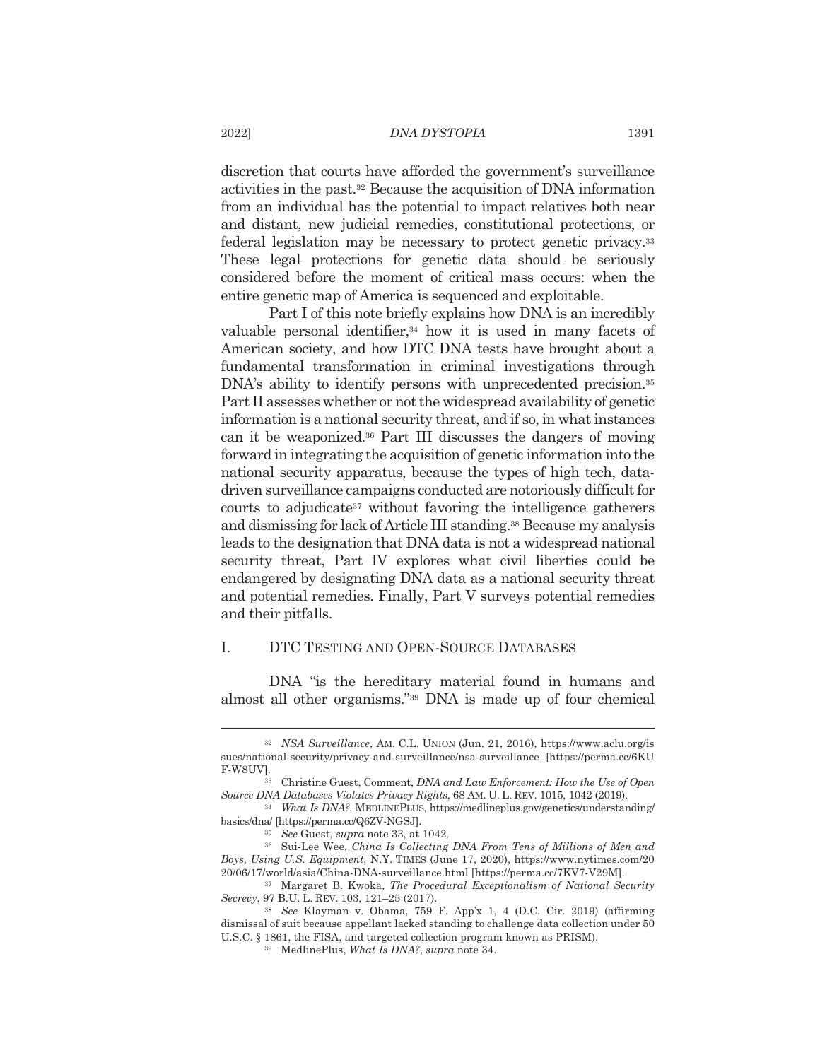discretion that courts have afforded the government's surveillance activities in the past.[32] Because the acquisition of DNA information from an individual has the potential to impact relatives both near and distant, new judicial remedies, constitutional protections, or federal legislation may be necessary to protect genetic privacy.[33] These legal protections for genetic data should be seriously considered before the moment of critical mass occurs: when the entire genetic map of America is sequenced and exploitable.

Part I of this note briefly explains how DNA is an incredibly valuable personal identifier,[34] how it is used in many facets of American society, and how DTC DNA tests have brought about a fundamental transformation in criminal investigations through DNA's ability to identify persons with unprecedented precision.[35] Part II assesses whether or not the widespread availability of genetic information is a national security threat, and if so, in what instances can it be weaponized.[36] Part III discusses the dangers of moving forward in integrating the acquisition of genetic information into the national security apparatus, because the types of high tech, data-driven surveillance campaigns conducted are notoriously difficult for courts to adjudicate[37] without favoring the intelligence gatherers and dismissing for lack of Article III standing.[38] Because my analysis leads to the designation that DNA data is not a widespread national security threat, Part IV explores what civil liberties could be endangered by designating DNA data as a national security threat and potential remedies. Finally, Part V surveys potential remedies and their pitfalls.

## I. DTC TESTING AND OPEN-SOURCE DATABASES

DNA "is the hereditary material found in humans and almost all other organisms."[39] DNA is made up of four chemical

---

[32] *NSA Surveillance*, AM. C.L. UNION (Jun. 21, 2016), https://www.aclu.org/issues/national-security/privacy-and-surveillance/nsa-surveillance [https://perma.cc/6KUF-W8UV].

[33] Christine Guest, Comment, *DNA and Law Enforcement: How the Use of Open Source DNA Databases Violates Privacy Rights*, 68 AM. U. L. REV. 1015, 1042 (2019).

[34] *What Is DNA?*, MEDLINEPLUS, https://medlineplus.gov/genetics/understanding/basics/dna/ [https://perma.cc/Q6ZV-NGSJ].

[35] *See* Guest, *supra* note 33, at 1042.

[36] Sui-Lee Wee, *China Is Collecting DNA From Tens of Millions of Men and Boys, Using U.S. Equipment*, N.Y. TIMES (June 17, 2020), https://www.nytimes.com/2020/06/17/world/asia/China-DNA-surveillance.html [https://perma.cc/7KV7-V29M].

[37] Margaret B. Kwoka, *The Procedural Exceptionalism of National Security Secrecy*, 97 B.U. L. REV. 103, 121–25 (2017).

[38] *See* Klayman v. Obama, 759 F. App'x 1, 4 (D.C. Cir. 2019) (affirming dismissal of suit because appellant lacked standing to challenge data collection under 50 U.S.C. § 1861, the FISA, and targeted collection program known as PRISM).

[39] MedlinePlus, *What Is DNA?*, *supra* note 34.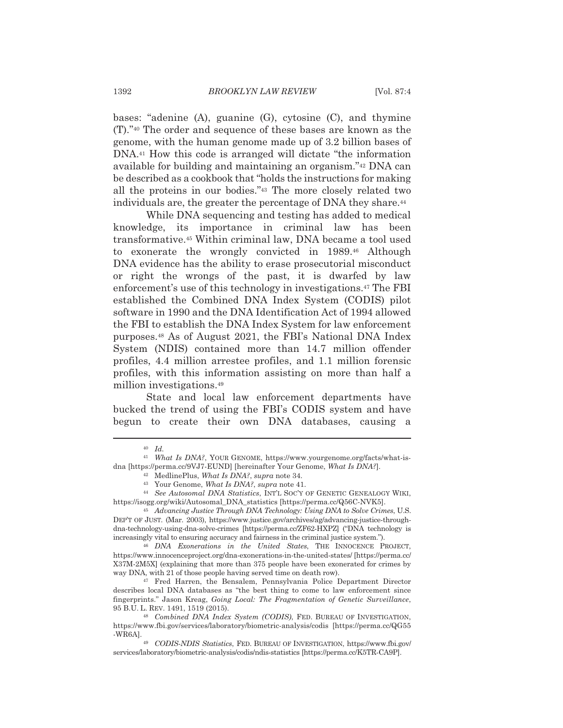bases: "adenine (A), guanine (G), cytosine (C), and thymine (T)."[40] The order and sequence of these bases are known as the genome, with the human genome made up of 3.2 billion bases of DNA.[41] How this code is arranged will dictate "the information available for building and maintaining an organism."[42] DNA can be described as a cookbook that "holds the instructions for making all the proteins in our bodies."[43] The more closely related two individuals are, the greater the percentage of DNA they share.[44]

While DNA sequencing and testing has added to medical knowledge, its importance in criminal law has been transformative.[45] Within criminal law, DNA became a tool used to exonerate the wrongly convicted in 1989.[46] Although DNA evidence has the ability to erase prosecutorial misconduct or right the wrongs of the past, it is dwarfed by law enforcement's use of this technology in investigations.[47] The FBI established the Combined DNA Index System (CODIS) pilot software in 1990 and the DNA Identification Act of 1994 allowed the FBI to establish the DNA Index System for law enforcement purposes.[48] As of August 2021, the FBI's National DNA Index System (NDIS) contained more than 14.7 million offender profiles, 4.4 million arrestee profiles, and 1.1 million forensic profiles, with this information assisting on more than half a million investigations.[49]

State and local law enforcement departments have bucked the trend of using the FBI's CODIS system and have begun to create their own DNA databases, causing a

---

[40] *Id.*

[41] *What Is DNA?*, YOUR GENOME, https://www.yourgenome.org/facts/what-is-dna [https://perma.cc/9VJ7-EUND] [hereinafter Your Genome, *What Is DNA?*].

[42] MedlinePlus, *What Is DNA?*, *supra* note 34.

[43] Your Genome, *What Is DNA?*, *supra* note 41.

[44] *See Autosomal DNA Statistics*, INT'L SOC'Y OF GENETIC GENEALOGY WIKI, https://isogg.org/wiki/Autosomal_DNA_statistics [https://perma.cc/Q56C-NVK5].

[45] *Advancing Justice Through DNA Technology: Using DNA to Solve Crimes*, U.S. DEP'T OF JUST. (Mar. 2003), https://www.justice.gov/archives/ag/advancing-justice-through-dna-technology-using-dna-solve-crimes [https://perma.cc/ZF62-HXPZ] ("DNA technology is increasingly vital to ensuring accuracy and fairness in the criminal justice system.").

[46] *DNA Exonerations in the United States*, THE INNOCENCE PROJECT, https://www.innocenceproject.org/dna-exonerations-in-the-united-states/ [https://perma.cc/X37M-2M5X] (explaining that more than 375 people have been exonerated for crimes by way DNA, with 21 of those people having served time on death row).

[47] Fred Harren, the Bensalem, Pennsylvania Police Department Director describes local DNA databases as "the best thing to come to law enforcement since fingerprints." Jason Kreag, *Going Local: The Fragmentation of Genetic Surveillance*, 95 B.U. L. REV. 1491, 1519 (2015).

[48] *Combined DNA Index System (CODIS)*, FED. BUREAU OF INVESTIGATION, https://www.fbi.gov/services/laboratory/biometric-analysis/codis [https://perma.cc/QG55-WR6A].

[49] *CODIS-NDIS Statistics*, FED. BUREAU OF INVESTIGATION, https://www.fbi.gov/services/laboratory/biometric-analysis/codis/ndis-statistics [https://perma.cc/K5TR-CA9P].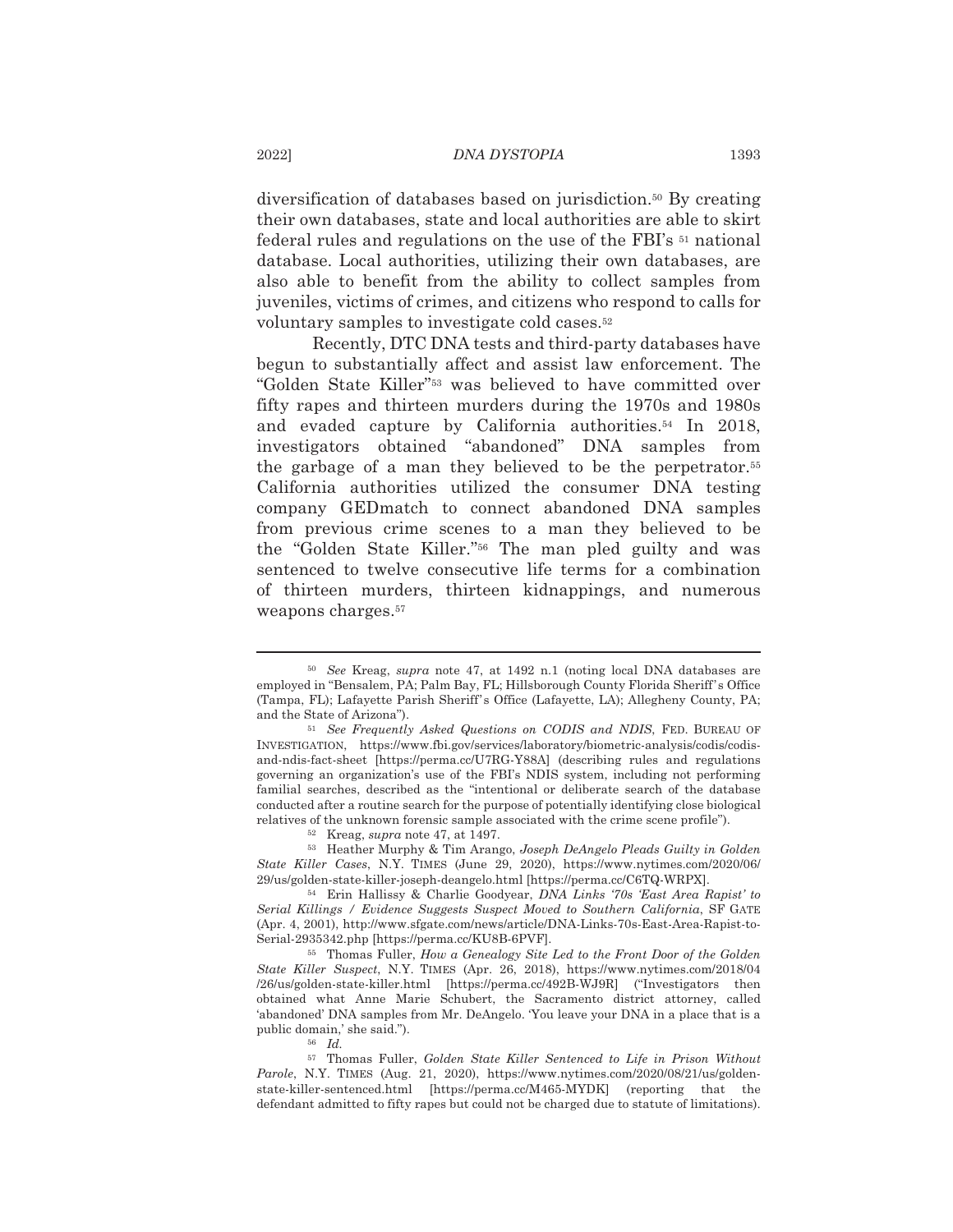diversification of databases based on jurisdiction.[50] By creating their own databases, state and local authorities are able to skirt federal rules and regulations on the use of the FBI's [51] national database. Local authorities, utilizing their own databases, are also able to benefit from the ability to collect samples from juveniles, victims of crimes, and citizens who respond to calls for voluntary samples to investigate cold cases.[52]

Recently, DTC DNA tests and third-party databases have begun to substantially affect and assist law enforcement. The "Golden State Killer"[53] was believed to have committed over fifty rapes and thirteen murders during the 1970s and 1980s and evaded capture by California authorities.[54] In 2018, investigators obtained "abandoned" DNA samples from the garbage of a man they believed to be the perpetrator.[55] California authorities utilized the consumer DNA testing company GEDmatch to connect abandoned DNA samples from previous crime scenes to a man they believed to be the "Golden State Killer."[56] The man pled guilty and was sentenced to twelve consecutive life terms for a combination of thirteen murders, thirteen kidnappings, and numerous weapons charges.[57]

---

[50] *See* Kreag, *supra* note 47, at 1492 n.1 (noting local DNA databases are employed in "Bensalem, PA; Palm Bay, FL; Hillsborough County Florida Sheriff's Office (Tampa, FL); Lafayette Parish Sheriff's Office (Lafayette, LA); Allegheny County, PA; and the State of Arizona").

[51] *See Frequently Asked Questions on CODIS and NDIS*, FED. BUREAU OF INVESTIGATION, https://www.fbi.gov/services/laboratory/biometric-analysis/codis/codis-and-ndis-fact-sheet [https://perma.cc/U7RG-Y88A] (describing rules and regulations governing an organization's use of the FBI's NDIS system, including not performing familial searches, described as the "intentional or deliberate search of the database conducted after a routine search for the purpose of potentially identifying close biological relatives of the unknown forensic sample associated with the crime scene profile").

[52] Kreag, *supra* note 47, at 1497.

[53] Heather Murphy & Tim Arango, *Joseph DeAngelo Pleads Guilty in Golden State Killer Cases*, N.Y. TIMES (June 29, 2020), https://www.nytimes.com/2020/06/29/us/golden-state-killer-joseph-deangelo.html [https://perma.cc/C6TQ-WRPX].

[54] Erin Hallissy & Charlie Goodyear, *DNA Links '70s 'East Area Rapist' to Serial Killings / Evidence Suggests Suspect Moved to Southern California*, SF GATE (Apr. 4, 2001), http://www.sfgate.com/news/article/DNA-Links-70s-East-Area-Rapist-to-Serial-2935342.php [https://perma.cc/KU8B-6PVF].

[55] Thomas Fuller, *How a Genealogy Site Led to the Front Door of the Golden State Killer Suspect*, N.Y. TIMES (Apr. 26, 2018), https://www.nytimes.com/2018/04/26/us/golden-state-killer.html [https://perma.cc/492B-WJ9R] ("Investigators then obtained what Anne Marie Schubert, the Sacramento district attorney, called 'abandoned' DNA samples from Mr. DeAngelo. 'You leave your DNA in a place that is a public domain,' she said.").

[56] *Id.*

[57] Thomas Fuller, *Golden State Killer Sentenced to Life in Prison Without Parole*, N.Y. TIMES (Aug. 21, 2020), https://www.nytimes.com/2020/08/21/us/golden-state-killer-sentenced.html [https://perma.cc/M465-MYDK] (reporting that the defendant admitted to fifty rapes but could not be charged due to statute of limitations).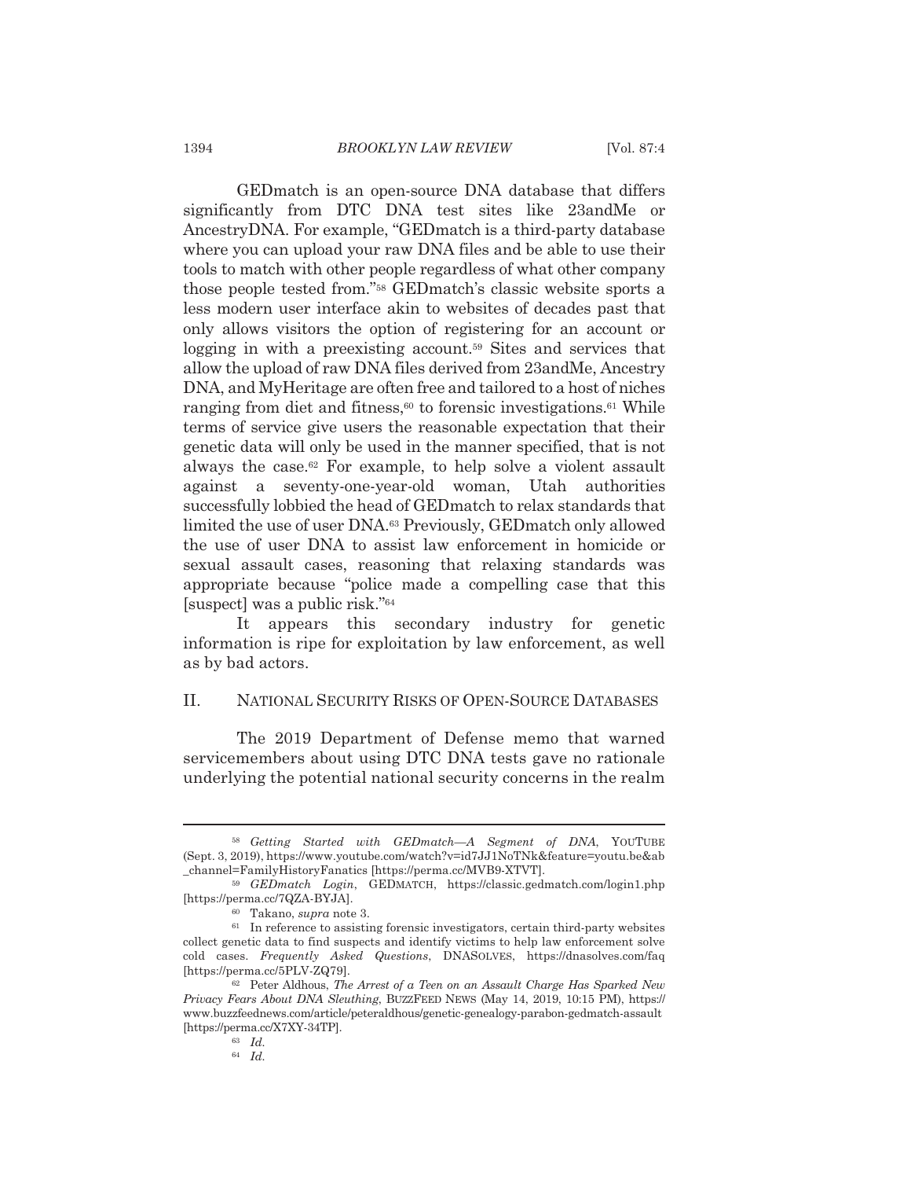GEDmatch is an open-source DNA database that differs significantly from DTC DNA test sites like 23andMe or AncestryDNA. For example, "GEDmatch is a third-party database where you can upload your raw DNA files and be able to use their tools to match with other people regardless of what other company those people tested from."[58] GEDmatch's classic website sports a less modern user interface akin to websites of decades past that only allows visitors the option of registering for an account or logging in with a preexisting account.[59] Sites and services that allow the upload of raw DNA files derived from 23andMe, Ancestry DNA, and MyHeritage are often free and tailored to a host of niches ranging from diet and fitness,[60] to forensic investigations.[61] While terms of service give users the reasonable expectation that their genetic data will only be used in the manner specified, that is not always the case.[62] For example, to help solve a violent assault against a seventy-one-year-old woman, Utah authorities successfully lobbied the head of GEDmatch to relax standards that limited the use of user DNA.[63] Previously, GEDmatch only allowed the use of user DNA to assist law enforcement in homicide or sexual assault cases, reasoning that relaxing standards was appropriate because "police made a compelling case that this [suspect] was a public risk."[64]

It appears this secondary industry for genetic information is ripe for exploitation by law enforcement, as well as by bad actors.

## II. NATIONAL SECURITY RISKS OF OPEN-SOURCE DATABASES

The 2019 Department of Defense memo that warned servicemembers about using DTC DNA tests gave no rationale underlying the potential national security concerns in the realm

---

[58] *Getting Started with GEDmatch—A Segment of DNA*, YOUTUBE (Sept. 3, 2019), https://www.youtube.com/watch?v=id7JJ1NoTNk&feature=youtu.be&ab_channel=FamilyHistoryFanatics [https://perma.cc/MVB9-XTVT].

[59] *GEDmatch Login*, GEDMATCH, https://classic.gedmatch.com/login1.php [https://perma.cc/7QZA-BYJA].

[60] Takano, *supra* note 3.

[61] In reference to assisting forensic investigators, certain third-party websites collect genetic data to find suspects and identify victims to help law enforcement solve cold cases. *Frequently Asked Questions*, DNASOLVES, https://dnasolves.com/faq [https://perma.cc/5PLV-ZQ79].

[62] Peter Aldhous, *The Arrest of a Teen on an Assault Charge Has Sparked New Privacy Fears About DNA Sleuthing*, BUZZFEED NEWS (May 14, 2019, 10:15 PM), https://www.buzzfeednews.com/article/peteraldhous/genetic-genealogy-parabon-gedmatch-assault [https://perma.cc/X7XY-34TP].

[63] *Id.*

[64] *Id.*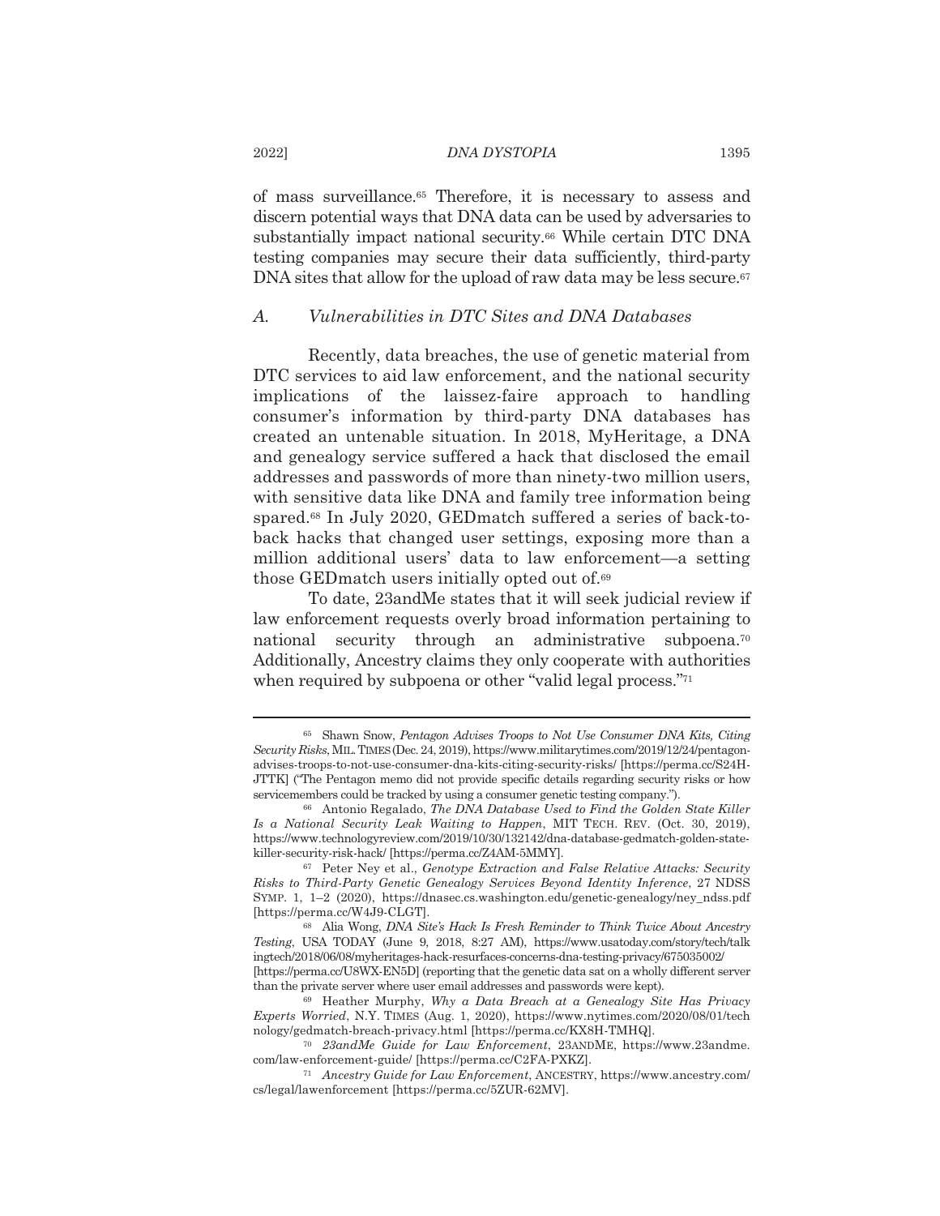of mass surveillance.[65] Therefore, it is necessary to assess and discern potential ways that DNA data can be used by adversaries to substantially impact national security.[66] While certain DTC DNA testing companies may secure their data sufficiently, third-party DNA sites that allow for the upload of raw data may be less secure.[67]

### A. *Vulnerabilities in DTC Sites and DNA Databases*

Recently, data breaches, the use of genetic material from DTC services to aid law enforcement, and the national security implications of the laissez-faire approach to handling consumer's information by third-party DNA databases has created an untenable situation. In 2018, MyHeritage, a DNA and genealogy service suffered a hack that disclosed the email addresses and passwords of more than ninety-two million users, with sensitive data like DNA and family tree information being spared.[68] In July 2020, GEDmatch suffered a series of back-to-back hacks that changed user settings, exposing more than a million additional users' data to law enforcement—a setting those GEDmatch users initially opted out of.[69]

To date, 23andMe states that it will seek judicial review if law enforcement requests overly broad information pertaining to national security through an administrative subpoena.[70] Additionally, Ancestry claims they only cooperate with authorities when required by subpoena or other "valid legal process."[71]

---

[65] Shawn Snow, *Pentagon Advises Troops to Not Use Consumer DNA Kits, Citing Security Risks*, MIL. TIMES (Dec. 24, 2019), https://www.militarytimes.com/2019/12/24/pentagon-advises-troops-to-not-use-consumer-dna-kits-citing-security-risks/ [https://perma.cc/S24H-JTTK] ("The Pentagon memo did not provide specific details regarding security risks or how servicemembers could be tracked by using a consumer genetic testing company.").

[66] Antonio Regalado, *The DNA Database Used to Find the Golden State Killer Is a National Security Leak Waiting to Happen*, MIT TECH. REV. (Oct. 30, 2019), https://www.technologyreview.com/2019/10/30/132142/dna-database-gedmatch-golden-state-killer-security-risk-hack/ [https://perma.cc/Z4AM-5MMY].

[67] Peter Ney et al., *Genotype Extraction and False Relative Attacks: Security Risks to Third-Party Genetic Genealogy Services Beyond Identity Inference*, 27 NDSS SYMP. 1, 1–2 (2020), https://dnasec.cs.washington.edu/genetic-genealogy/ney_ndss.pdf [https://perma.cc/W4J9-CLGT].

[68] Alia Wong, *DNA Site's Hack Is Fresh Reminder to Think Twice About Ancestry Testing*, USA TODAY (June 9, 2018, 8:27 AM), https://www.usatoday.com/story/tech/talkingtech/2018/06/08/myheritages-hack-resurfaces-concerns-dna-testing-privacy/675035002/ [https://perma.cc/U8WX-EN5D] (reporting that the genetic data sat on a wholly different server than the private server where user email addresses and passwords were kept).

[69] Heather Murphy, *Why a Data Breach at a Genealogy Site Has Privacy Experts Worried*, N.Y. TIMES (Aug. 1, 2020), https://www.nytimes.com/2020/08/01/technology/gedmatch-breach-privacy.html [https://perma.cc/KX8H-TMHQ].

[70] *23andMe Guide for Law Enforcement*, 23ANDME, https://www.23andme.com/law-enforcement-guide/ [https://perma.cc/C2FA-PXKZ].

[71] *Ancestry Guide for Law Enforcement*, ANCESTRY, https://www.ancestry.com/cs/legal/lawenforcement [https://perma.cc/5ZUR-62MV].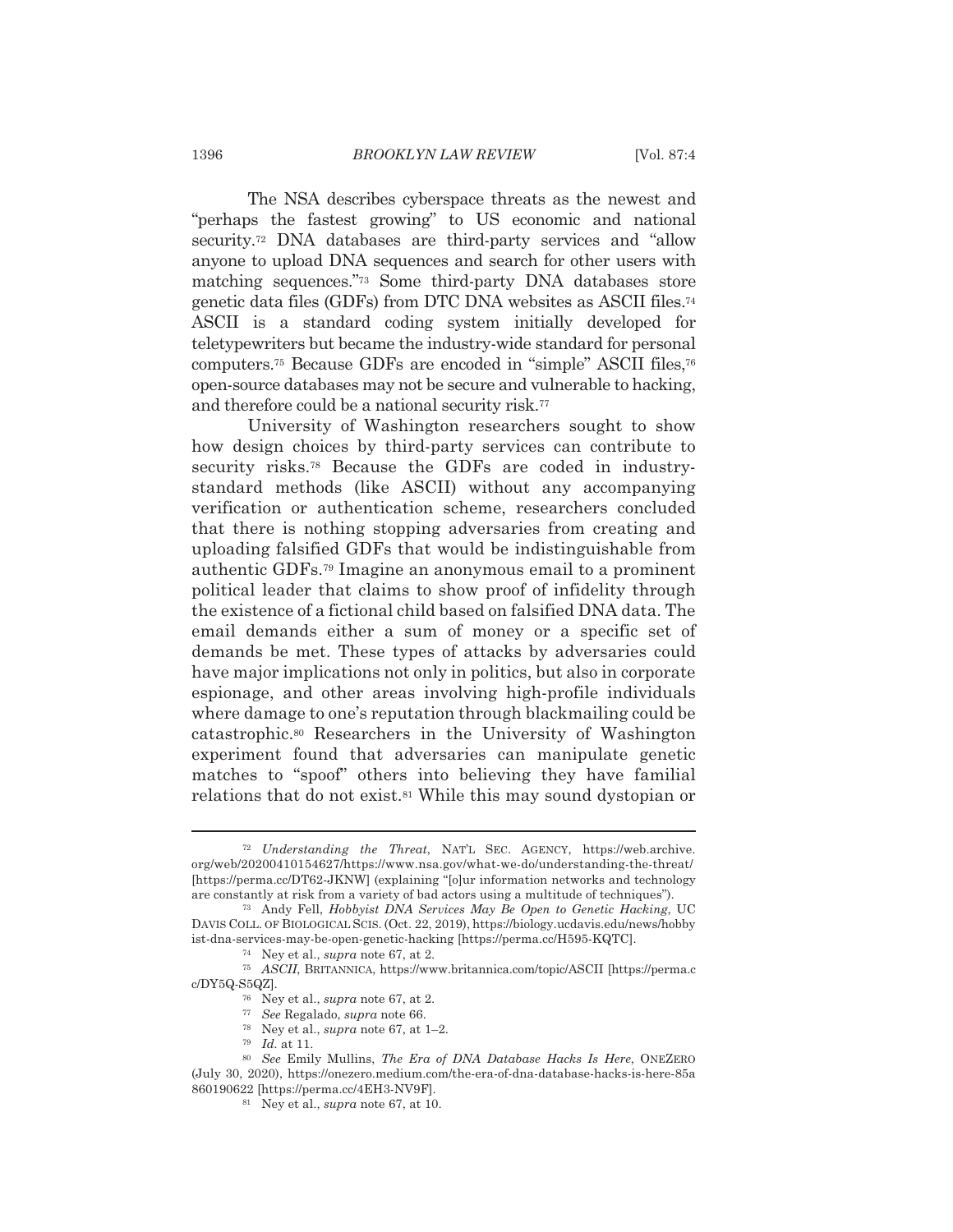The NSA describes cyberspace threats as the newest and "perhaps the fastest growing" to US economic and national security.[72] DNA databases are third-party services and "allow anyone to upload DNA sequences and search for other users with matching sequences."[73] Some third-party DNA databases store genetic data files (GDFs) from DTC DNA websites as ASCII files.[74] ASCII is a standard coding system initially developed for teletypewriters but became the industry-wide standard for personal computers.[75] Because GDFs are encoded in "simple" ASCII files,[76] open-source databases may not be secure and vulnerable to hacking, and therefore could be a national security risk.[77]

University of Washington researchers sought to show how design choices by third-party services can contribute to security risks.[78] Because the GDFs are coded in industry-standard methods (like ASCII) without any accompanying verification or authentication scheme, researchers concluded that there is nothing stopping adversaries from creating and uploading falsified GDFs that would be indistinguishable from authentic GDFs.[79] Imagine an anonymous email to a prominent political leader that claims to show proof of infidelity through the existence of a fictional child based on falsified DNA data. The email demands either a sum of money or a specific set of demands be met. These types of attacks by adversaries could have major implications not only in politics, but also in corporate espionage, and other areas involving high-profile individuals where damage to one's reputation through blackmailing could be catastrophic.[80] Researchers in the University of Washington experiment found that adversaries can manipulate genetic matches to "spoof" others into believing they have familial relations that do not exist.[81] While this may sound dystopian or

---

[72] *Understanding the Threat*, NAT'L SEC. AGENCY, https://web.archive.org/web/20200410154627/https://www.nsa.gov/what-we-do/understanding-the-threat/ [https://perma.cc/DT62-JKNW] (explaining "[o]ur information networks and technology are constantly at risk from a variety of bad actors using a multitude of techniques").

[73] Andy Fell, *Hobbyist DNA Services May Be Open to Genetic Hacking*, UC DAVIS COLL. OF BIOLOGICAL SCIS. (Oct. 22, 2019), https://biology.ucdavis.edu/news/hobbyist-dna-services-may-be-open-genetic-hacking [https://perma.cc/H595-KQTC].

[74] Ney et al., *supra* note 67, at 2.

[75] *ASCII*, BRITANNICA, https://www.britannica.com/topic/ASCII [https://perma.cc/DY5Q-S5QZ].

[76] Ney et al., *supra* note 67, at 2.

[77] *See* Regalado, *supra* note 66.

[78] Ney et al., *supra* note 67, at 1–2.

[79] *Id.* at 11.

[80] *See* Emily Mullins, *The Era of DNA Database Hacks Is Here*, ONEZERO (July 30, 2020), https://onezero.medium.com/the-era-of-dna-database-hacks-is-here-85a860190622 [https://perma.cc/4EH3-NV9F].

[81] Ney et al., *supra* note 67, at 10.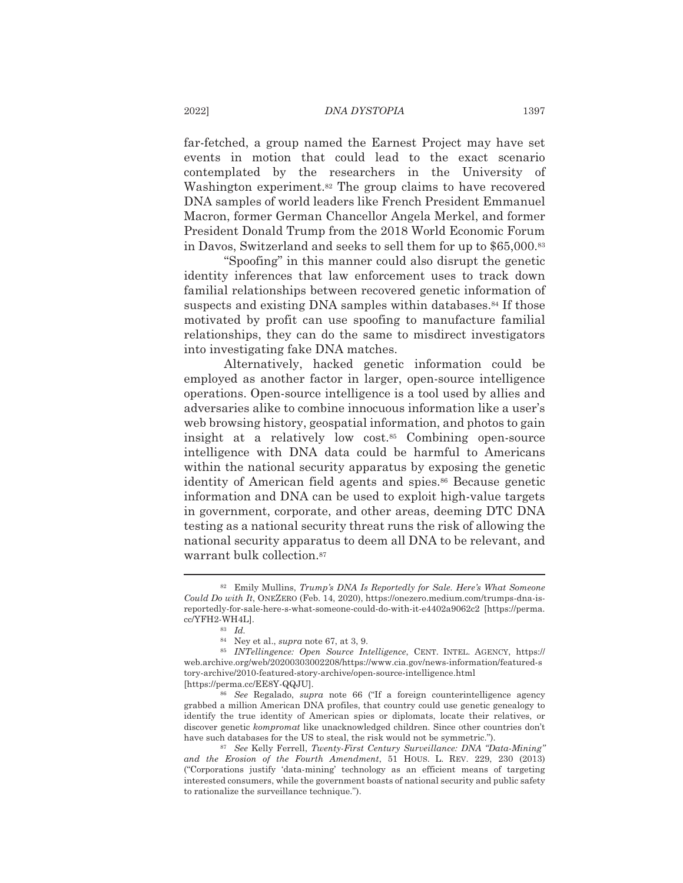far-fetched, a group named the Earnest Project may have set events in motion that could lead to the exact scenario contemplated by the researchers in the University of Washington experiment.[82] The group claims to have recovered DNA samples of world leaders like French President Emmanuel Macron, former German Chancellor Angela Merkel, and former President Donald Trump from the 2018 World Economic Forum in Davos, Switzerland and seeks to sell them for up to $65,000.[83]

"Spoofing" in this manner could also disrupt the genetic identity inferences that law enforcement uses to track down familial relationships between recovered genetic information of suspects and existing DNA samples within databases.[84] If those motivated by profit can use spoofing to manufacture familial relationships, they can do the same to misdirect investigators into investigating fake DNA matches.

Alternatively, hacked genetic information could be employed as another factor in larger, open-source intelligence operations. Open-source intelligence is a tool used by allies and adversaries alike to combine innocuous information like a user's web browsing history, geospatial information, and photos to gain insight at a relatively low cost.[85] Combining open-source intelligence with DNA data could be harmful to Americans within the national security apparatus by exposing the genetic identity of American field agents and spies.[86] Because genetic information and DNA can be used to exploit high-value targets in government, corporate, and other areas, deeming DTC DNA testing as a national security threat runs the risk of allowing the national security apparatus to deem all DNA to be relevant, and warrant bulk collection.[87]

---

[82] Emily Mullins, *Trump's DNA Is Reportedly for Sale. Here's What Someone Could Do with It*, ONEZERO (Feb. 14, 2020), https://onezero.medium.com/trumps-dna-is-reportedly-for-sale-here-s-what-someone-could-do-with-it-e4402a9062c2 [https://perma.cc/YFH2-WH4L].

[83] *Id.*

[84] Ney et al., *supra* note 67, at 3, 9.

[85] *INTellingence: Open Source Intelligence*, CENT. INTEL. AGENCY, https://web.archive.org/web/20200303002208/https://www.cia.gov/news-information/featured-story-archive/2010-featured-story-archive/open-source-intelligence.html [https://perma.cc/EE8Y-QQJU].

[86] *See* Regalado, *supra* note 66 ("If a foreign counterintelligence agency grabbed a million American DNA profiles, that country could use genetic genealogy to identify the true identity of American spies or diplomats, locate their relatives, or discover genetic *kompromat* like unacknowledged children. Since other countries don't have such databases for the US to steal, the risk would not be symmetric.").

[87] *See* Kelly Ferrell, *Twenty-First Century Surveillance: DNA "Data-Mining" and the Erosion of the Fourth Amendment*, 51 HOUS. L. REV. 229, 230 (2013) ("Corporations justify 'data-mining' technology as an efficient means of targeting interested consumers, while the government boasts of national security and public safety to rationalize the surveillance technique.").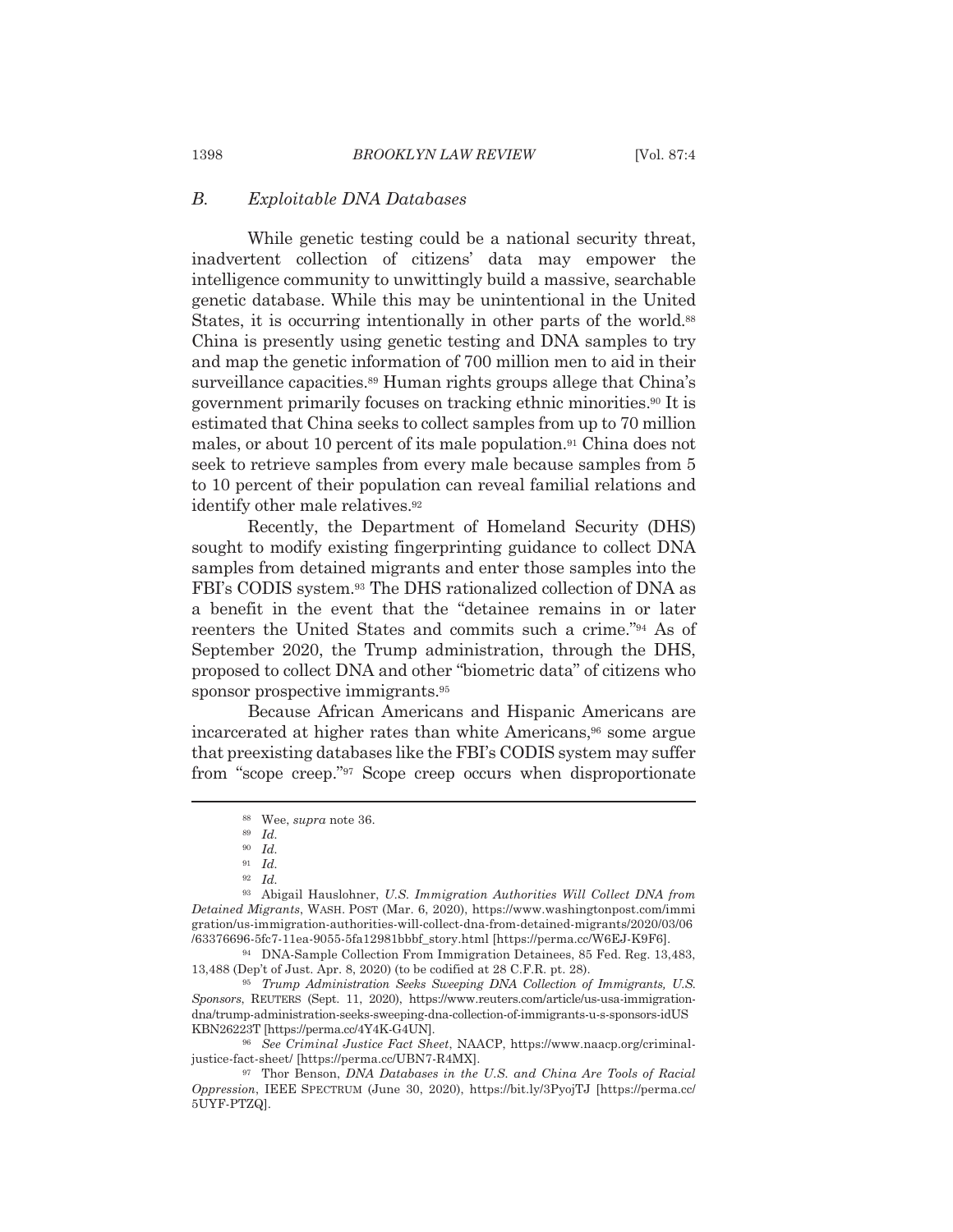### B. *Exploitable DNA Databases*

While genetic testing could be a national security threat, inadvertent collection of citizens' data may empower the intelligence community to unwittingly build a massive, searchable genetic database. While this may be unintentional in the United States, it is occurring intentionally in other parts of the world.[88] China is presently using genetic testing and DNA samples to try and map the genetic information of 700 million men to aid in their surveillance capacities.[89] Human rights groups allege that China's government primarily focuses on tracking ethnic minorities.[90] It is estimated that China seeks to collect samples from up to 70 million males, or about 10 percent of its male population.[91] China does not seek to retrieve samples from every male because samples from 5 to 10 percent of their population can reveal familial relations and identify other male relatives.[92]

Recently, the Department of Homeland Security (DHS) sought to modify existing fingerprinting guidance to collect DNA samples from detained migrants and enter those samples into the FBI's CODIS system.[93] The DHS rationalized collection of DNA as a benefit in the event that the "detainee remains in or later reenters the United States and commits such a crime."[94] As of September 2020, the Trump administration, through the DHS, proposed to collect DNA and other "biometric data" of citizens who sponsor prospective immigrants.[95]

Because African Americans and Hispanic Americans are incarcerated at higher rates than white Americans,[96] some argue that preexisting databases like the FBI's CODIS system may suffer from "scope creep."[97] Scope creep occurs when disproportionate

---

[88] Wee, *supra* note 36.

[89] *Id.*

[90] *Id.*

[91] *Id.*

[92] *Id.*

[93] Abigail Hauslohner, *U.S. Immigration Authorities Will Collect DNA from Detained Migrants*, WASH. POST (Mar. 6, 2020), https://www.washingtonpost.com/immigration/us-immigration-authorities-will-collect-dna-from-detained-migrants/2020/03/06/63376696-5fc7-11ea-9055-5fa12981bbbf_story.html [https://perma.cc/W6EJ-K9F6].

[94] DNA-Sample Collection From Immigration Detainees, 85 Fed. Reg. 13,483, 13,488 (Dep't of Just. Apr. 8, 2020) (to be codified at 28 C.F.R. pt. 28).

[95] *Trump Administration Seeks Sweeping DNA Collection of Immigrants, U.S. Sponsors*, REUTERS (Sept. 11, 2020), https://www.reuters.com/article/us-usa-immigration-dna/trump-administration-seeks-sweeping-dna-collection-of-immigrants-u-s-sponsors-idUSKBN26223T [https://perma.cc/4Y4K-G4UN].

[96] *See Criminal Justice Fact Sheet*, NAACP, https://www.naacp.org/criminal-justice-fact-sheet/ [https://perma.cc/UBN7-R4MX].

[97] Thor Benson, *DNA Databases in the U.S. and China Are Tools of Racial Oppression*, IEEE SPECTRUM (June 30, 2020), https://bit.ly/3PyojTJ [https://perma.cc/5UYF-PTZQ].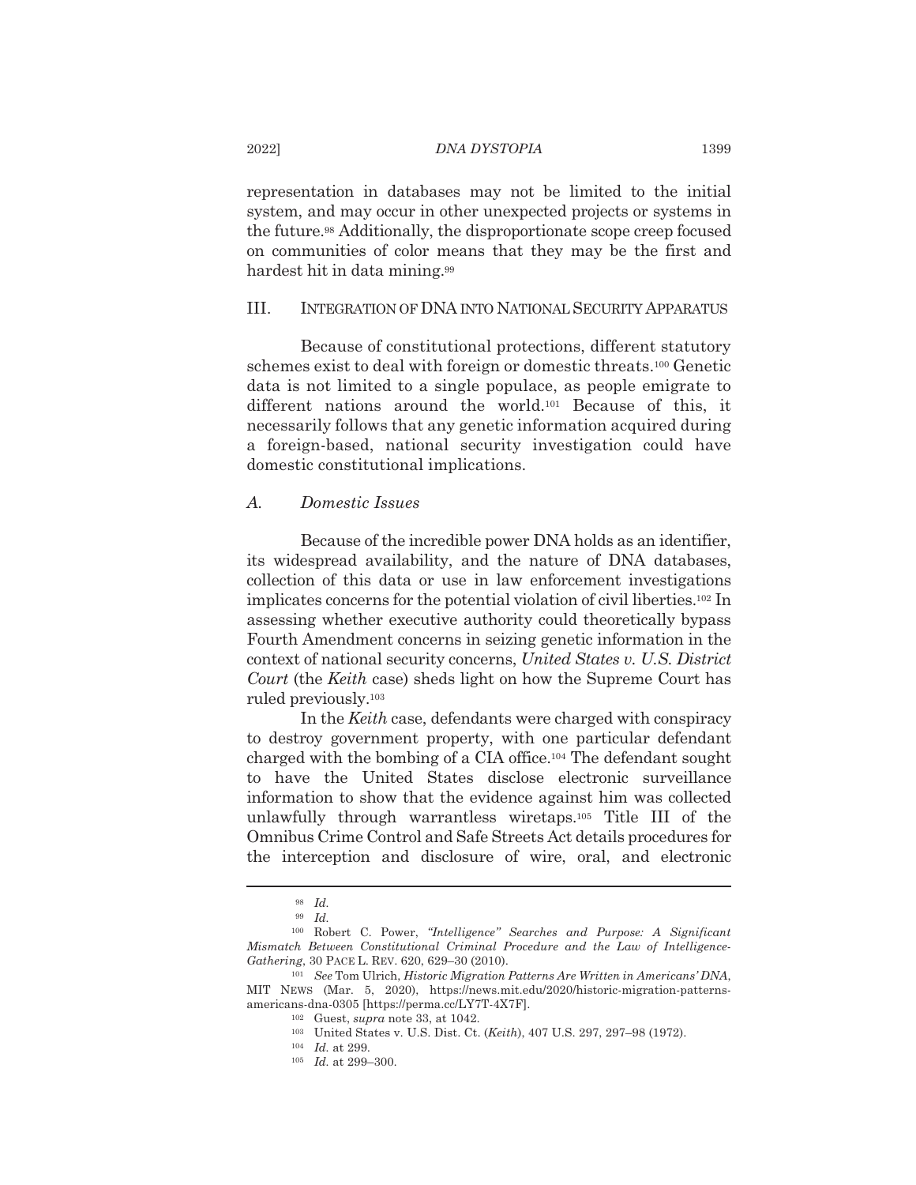representation in databases may not be limited to the initial system, and may occur in other unexpected projects or systems in the future.[98] Additionally, the disproportionate scope creep focused on communities of color means that they may be the first and hardest hit in data mining.[99]

## III. INTEGRATION OF DNA INTO NATIONAL SECURITY APPARATUS

Because of constitutional protections, different statutory schemes exist to deal with foreign or domestic threats.[100] Genetic data is not limited to a single populace, as people emigrate to different nations around the world.[101] Because of this, it necessarily follows that any genetic information acquired during a foreign-based, national security investigation could have domestic constitutional implications.

### *A. Domestic Issues*

Because of the incredible power DNA holds as an identifier, its widespread availability, and the nature of DNA databases, collection of this data or use in law enforcement investigations implicates concerns for the potential violation of civil liberties.[102] In assessing whether executive authority could theoretically bypass Fourth Amendment concerns in seizing genetic information in the context of national security concerns, *United States v. U.S. District Court* (the *Keith* case) sheds light on how the Supreme Court has ruled previously.[103]

In the *Keith* case, defendants were charged with conspiracy to destroy government property, with one particular defendant charged with the bombing of a CIA office.[104] The defendant sought to have the United States disclose electronic surveillance information to show that the evidence against him was collected unlawfully through warrantless wiretaps.[105] Title III of the Omnibus Crime Control and Safe Streets Act details procedures for the interception and disclosure of wire, oral, and electronic

---

[98] *Id.*

[99] *Id.*

[100] Robert C. Power, *"Intelligence" Searches and Purpose: A Significant Mismatch Between Constitutional Criminal Procedure and the Law of Intelligence-Gathering*, 30 PACE L. REV. 620, 629–30 (2010).

[101] *See* Tom Ulrich, *Historic Migration Patterns Are Written in Americans' DNA*, MIT NEWS (Mar. 5, 2020), https://news.mit.edu/2020/historic-migration-patterns-americans-dna-0305 [https://perma.cc/LY7T-4X7F].

[102] Guest, *supra* note 33, at 1042.

[103] United States v. U.S. Dist. Ct. (*Keith*), 407 U.S. 297, 297–98 (1972).

[104] *Id.* at 299.

[105] *Id.* at 299–300.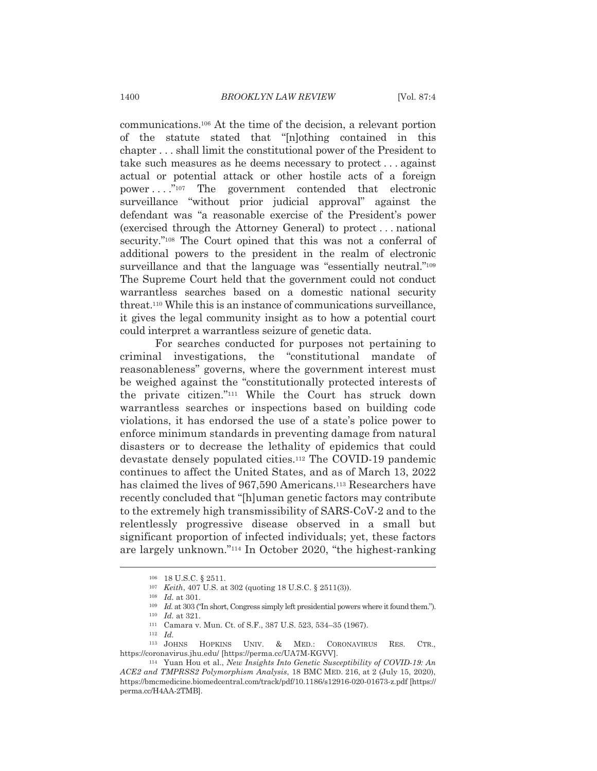communications.[106] At the time of the decision, a relevant portion of the statute stated that "[n]othing contained in this chapter . . . shall limit the constitutional power of the President to take such measures as he deems necessary to protect . . . against actual or potential attack or other hostile acts of a foreign power . . . ."[107] The government contended that electronic surveillance "without prior judicial approval" against the defendant was "a reasonable exercise of the President's power (exercised through the Attorney General) to protect . . . national security."[108] The Court opined that this was not a conferral of additional powers to the president in the realm of electronic surveillance and that the language was "essentially neutral."[109] The Supreme Court held that the government could not conduct warrantless searches based on a domestic national security threat.[110] While this is an instance of communications surveillance, it gives the legal community insight as to how a potential court could interpret a warrantless seizure of genetic data.

For searches conducted for purposes not pertaining to criminal investigations, the "constitutional mandate of reasonableness" governs, where the government interest must be weighed against the "constitutionally protected interests of the private citizen."[111] While the Court has struck down warrantless searches or inspections based on building code violations, it has endorsed the use of a state's police power to enforce minimum standards in preventing damage from natural disasters or to decrease the lethality of epidemics that could devastate densely populated cities.[112] The COVID-19 pandemic continues to affect the United States, and as of March 13, 2022 has claimed the lives of 967,590 Americans.[113] Researchers have recently concluded that "[h]uman genetic factors may contribute to the extremely high transmissibility of SARS-CoV-2 and to the relentlessly progressive disease observed in a small but significant proportion of infected individuals; yet, these factors are largely unknown."[114] In October 2020, "the highest-ranking

---

[106] 18 U.S.C. § 2511.

[107] *Keith*, 407 U.S. at 302 (quoting 18 U.S.C. § 2511(3)).

[108] *Id.* at 301.

[109] *Id.* at 303 ("In short, Congress simply left presidential powers where it found them.").

[110] *Id.* at 321.

[111] Camara v. Mun. Ct. of S.F., 387 U.S. 523, 534–35 (1967).

[112] *Id.*

[113] JOHNS HOPKINS UNIV. & MED.: CORONAVIRUS RES. CTR., https://coronavirus.jhu.edu/ [https://perma.cc/UA7M-KGVV].

[114] Yuan Hou et al., *New Insights Into Genetic Susceptibility of COVID-19: An ACE2 and TMPRSS2 Polymorphism Analysis*, 18 BMC MED. 216, at 2 (July 15, 2020), https://bmcmedicine.biomedcentral.com/track/pdf/10.1186/s12916-020-01673-z.pdf [https://perma.cc/H4AA-2TMB].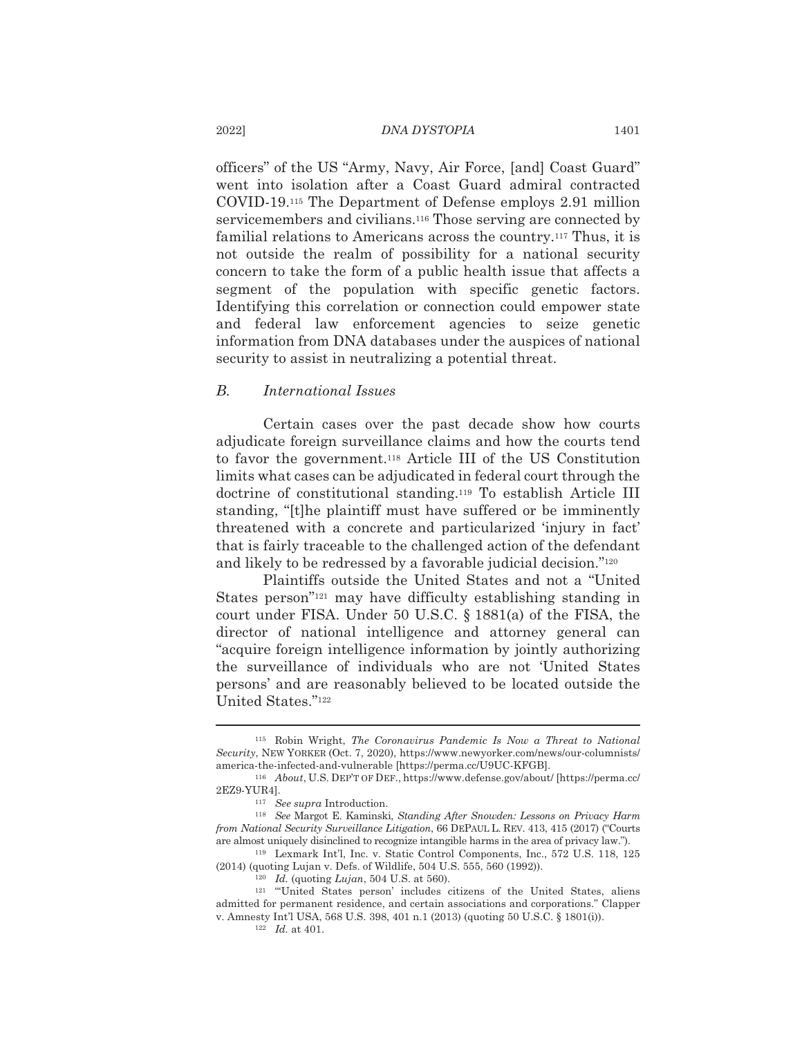officers" of the US "Army, Navy, Air Force, [and] Coast Guard" went into isolation after a Coast Guard admiral contracted COVID-19.[115] The Department of Defense employs 2.91 million servicemembers and civilians.[116] Those serving are connected by familial relations to Americans across the country.[117] Thus, it is not outside the realm of possibility for a national security concern to take the form of a public health issue that affects a segment of the population with specific genetic factors. Identifying this correlation or connection could empower state and federal law enforcement agencies to seize genetic information from DNA databases under the auspices of national security to assist in neutralizing a potential threat.

### *B. International Issues*

Certain cases over the past decade show how courts adjudicate foreign surveillance claims and how the courts tend to favor the government.[118] Article III of the US Constitution limits what cases can be adjudicated in federal court through the doctrine of constitutional standing.[119] To establish Article III standing, "[t]he plaintiff must have suffered or be imminently threatened with a concrete and particularized 'injury in fact' that is fairly traceable to the challenged action of the defendant and likely to be redressed by a favorable judicial decision."[120]

Plaintiffs outside the United States and not a "United States person"[121] may have difficulty establishing standing in court under FISA. Under 50 U.S.C. § 1881(a) of the FISA, the director of national intelligence and attorney general can "acquire foreign intelligence information by jointly authorizing the surveillance of individuals who are not 'United States persons' and are reasonably believed to be located outside the United States."[122]

---

[115] Robin Wright, *The Coronavirus Pandemic Is Now a Threat to National Security*, NEW YORKER (Oct. 7, 2020), https://www.newyorker.com/news/our-columnists/america-the-infected-and-vulnerable [https://perma.cc/U9UC-KFGB].

[116] *About*, U.S. DEP'T OF DEF., https://www.defense.gov/about/ [https://perma.cc/2EZ9-YUR4].

[117] *See supra* Introduction.

[118] *See* Margot E. Kaminski, *Standing After Snowden: Lessons on Privacy Harm from National Security Surveillance Litigation*, 66 DEPAUL L. REV. 413, 415 (2017) ("Courts are almost uniquely disinclined to recognize intangible harms in the area of privacy law.").

[119] Lexmark Int'l, Inc. v. Static Control Components, Inc., 572 U.S. 118, 125 (2014) (quoting Lujan v. Defs. of Wildlife, 504 U.S. 555, 560 (1992)).

[120] *Id.* (quoting *Lujan*, 504 U.S. at 560).

[121] "'United States person' includes citizens of the United States, aliens admitted for permanent residence, and certain associations and corporations." Clapper v. Amnesty Int'l USA, 568 U.S. 398, 401 n.1 (2013) (quoting 50 U.S.C. § 1801(i)).

[122] *Id.* at 401.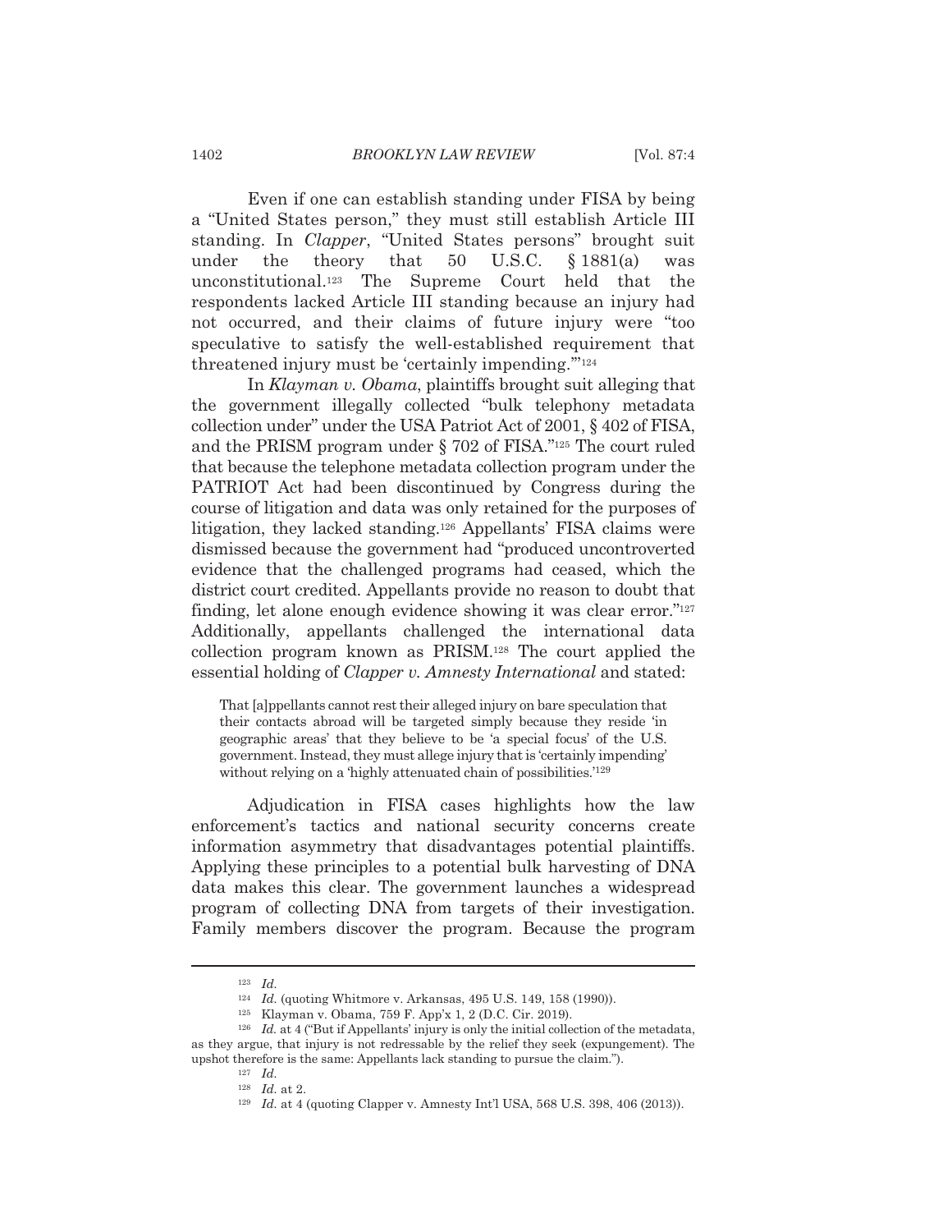Even if one can establish standing under FISA by being a "United States person," they must still establish Article III standing. In *Clapper*, "United States persons" brought suit under the theory that 50 U.S.C. § 1881(a) was unconstitutional.[123] The Supreme Court held that the respondents lacked Article III standing because an injury had not occurred, and their claims of future injury were "too speculative to satisfy the well-established requirement that threatened injury must be 'certainly impending.'"[124]

In *Klayman v. Obama*, plaintiffs brought suit alleging that the government illegally collected "bulk telephony metadata collection under" under the USA Patriot Act of 2001, § 402 of FISA, and the PRISM program under § 702 of FISA."[125] The court ruled that because the telephone metadata collection program under the PATRIOT Act had been discontinued by Congress during the course of litigation and data was only retained for the purposes of litigation, they lacked standing.[126] Appellants' FISA claims were dismissed because the government had "produced uncontroverted evidence that the challenged programs had ceased, which the district court credited. Appellants provide no reason to doubt that finding, let alone enough evidence showing it was clear error."[127] Additionally, appellants challenged the international data collection program known as PRISM.[128] The court applied the essential holding of *Clapper v. Amnesty International* and stated:

> That [a]ppellants cannot rest their alleged injury on bare speculation that their contacts abroad will be targeted simply because they reside 'in geographic areas' that they believe to be 'a special focus' of the U.S. government. Instead, they must allege injury that is 'certainly impending' without relying on a 'highly attenuated chain of possibilities.'[129]

Adjudication in FISA cases highlights how the law enforcement's tactics and national security concerns create information asymmetry that disadvantages potential plaintiffs. Applying these principles to a potential bulk harvesting of DNA data makes this clear. The government launches a widespread program of collecting DNA from targets of their investigation. Family members discover the program. Because the program

---

[123] *Id.*

[124] *Id.* (quoting Whitmore v. Arkansas, 495 U.S. 149, 158 (1990)).

[125] Klayman v. Obama, 759 F. App'x 1, 2 (D.C. Cir. 2019).

[126] *Id.* at 4 ("But if Appellants' injury is only the initial collection of the metadata, as they argue, that injury is not redressable by the relief they seek (expungement). The upshot therefore is the same: Appellants lack standing to pursue the claim.").

[127] *Id.*

[128] *Id.* at 2.

[129] *Id.* at 4 (quoting Clapper v. Amnesty Int'l USA, 568 U.S. 398, 406 (2013)).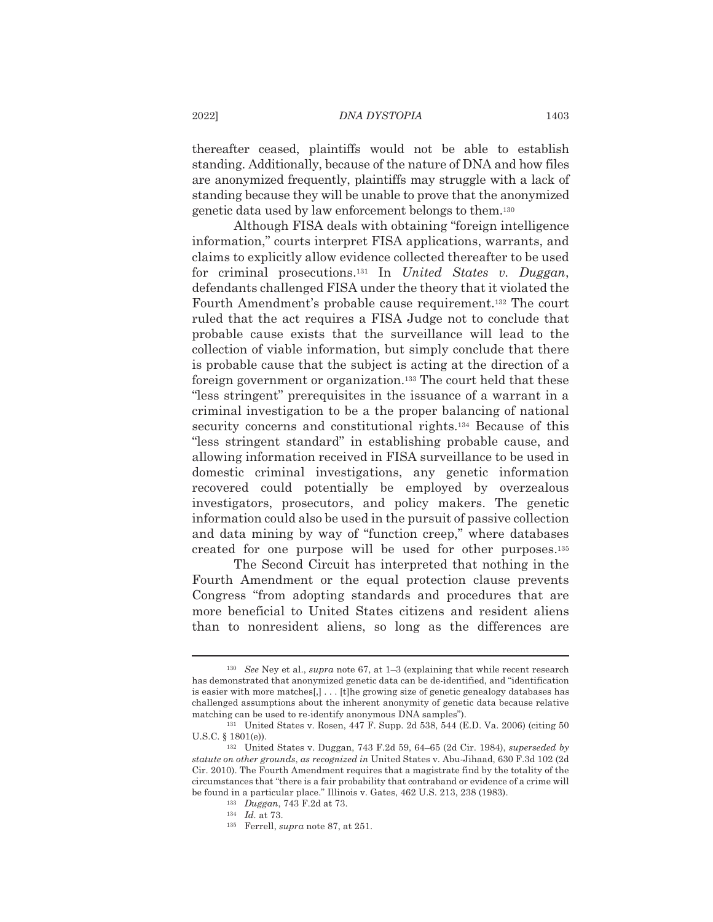thereafter ceased, plaintiffs would not be able to establish standing. Additionally, because of the nature of DNA and how files are anonymized frequently, plaintiffs may struggle with a lack of standing because they will be unable to prove that the anonymized genetic data used by law enforcement belongs to them.[130]

Although FISA deals with obtaining "foreign intelligence information," courts interpret FISA applications, warrants, and claims to explicitly allow evidence collected thereafter to be used for criminal prosecutions.[131] In *United States v. Duggan*, defendants challenged FISA under the theory that it violated the Fourth Amendment's probable cause requirement.[132] The court ruled that the act requires a FISA Judge not to conclude that probable cause exists that the surveillance will lead to the collection of viable information, but simply conclude that there is probable cause that the subject is acting at the direction of a foreign government or organization.[133] The court held that these "less stringent" prerequisites in the issuance of a warrant in a criminal investigation to be a the proper balancing of national security concerns and constitutional rights.[134] Because of this "less stringent standard" in establishing probable cause, and allowing information received in FISA surveillance to be used in domestic criminal investigations, any genetic information recovered could potentially be employed by overzealous investigators, prosecutors, and policy makers. The genetic information could also be used in the pursuit of passive collection and data mining by way of "function creep," where databases created for one purpose will be used for other purposes.[135]

The Second Circuit has interpreted that nothing in the Fourth Amendment or the equal protection clause prevents Congress "from adopting standards and procedures that are more beneficial to United States citizens and resident aliens than to nonresident aliens, so long as the differences are

---

[130] *See* Ney et al., *supra* note 67, at 1–3 (explaining that while recent research has demonstrated that anonymized genetic data can be de-identified, and "identification is easier with more matches[,] . . . [t]he growing size of genetic genealogy databases has challenged assumptions about the inherent anonymity of genetic data because relative matching can be used to re-identify anonymous DNA samples").

[131] United States v. Rosen, 447 F. Supp. 2d 538, 544 (E.D. Va. 2006) (citing 50 U.S.C. § 1801(e)).

[132] United States v. Duggan, 743 F.2d 59, 64–65 (2d Cir. 1984), *superseded by statute on other grounds*, *as recognized in* United States v. Abu-Jihaad, 630 F.3d 102 (2d Cir. 2010). The Fourth Amendment requires that a magistrate find by the totality of the circumstances that "there is a fair probability that contraband or evidence of a crime will be found in a particular place." Illinois v. Gates, 462 U.S. 213, 238 (1983).

[133] *Duggan*, 743 F.2d at 73.

[134] *Id.* at 73.

[135] Ferrell, *supra* note 87, at 251.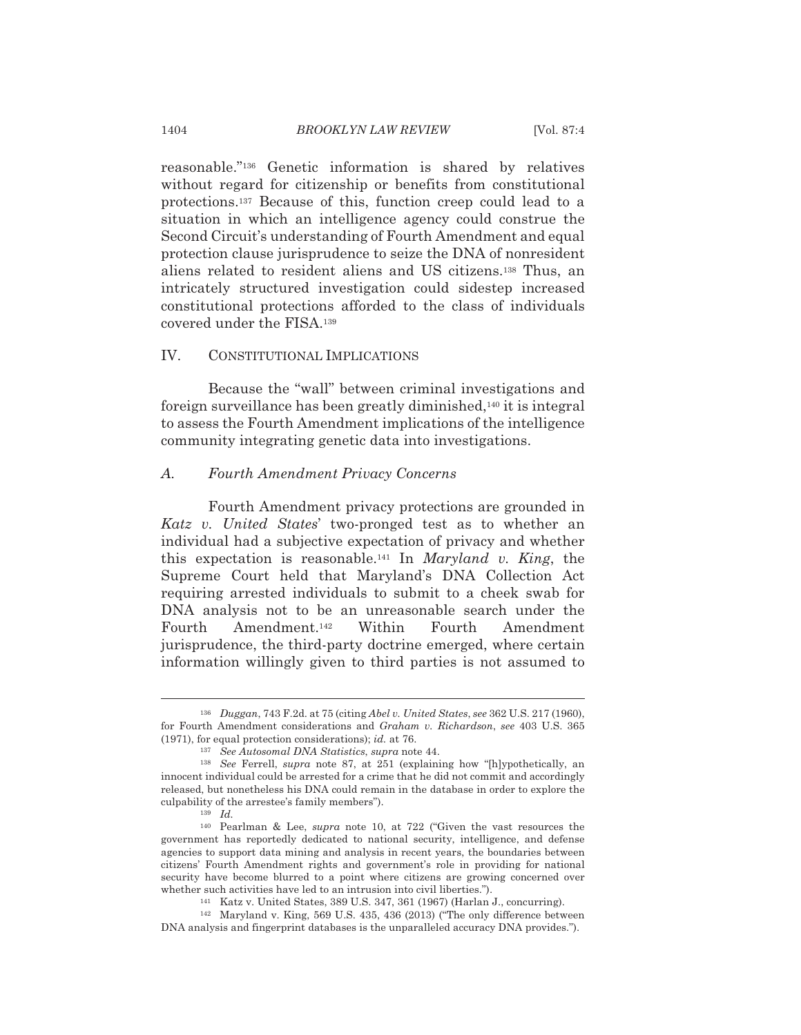reasonable."[136] Genetic information is shared by relatives without regard for citizenship or benefits from constitutional protections.[137] Because of this, function creep could lead to a situation in which an intelligence agency could construe the Second Circuit's understanding of Fourth Amendment and equal protection clause jurisprudence to seize the DNA of nonresident aliens related to resident aliens and US citizens.[138] Thus, an intricately structured investigation could sidestep increased constitutional protections afforded to the class of individuals covered under the FISA.[139]

## IV. CONSTITUTIONAL IMPLICATIONS

Because the "wall" between criminal investigations and foreign surveillance has been greatly diminished,[140] it is integral to assess the Fourth Amendment implications of the intelligence community integrating genetic data into investigations.

### *A. Fourth Amendment Privacy Concerns*

Fourth Amendment privacy protections are grounded in *Katz v. United States*' two-pronged test as to whether an individual had a subjective expectation of privacy and whether this expectation is reasonable.[141] In *Maryland v. King*, the Supreme Court held that Maryland's DNA Collection Act requiring arrested individuals to submit to a cheek swab for DNA analysis not to be an unreasonable search under the Fourth Amendment.[142] Within Fourth Amendment jurisprudence, the third-party doctrine emerged, where certain information willingly given to third parties is not assumed to

---

[136] *Duggan*, 743 F.2d. at 75 (citing *Abel v. United States*, *see* 362 U.S. 217 (1960), for Fourth Amendment considerations and *Graham v. Richardson*, *see* 403 U.S. 365 (1971), for equal protection considerations); *id.* at 76.

[137] *See Autosomal DNA Statistics*, *supra* note 44.

[138] *See* Ferrell, *supra* note 87, at 251 (explaining how "[h]ypothetically, an innocent individual could be arrested for a crime that he did not commit and accordingly released, but nonetheless his DNA could remain in the database in order to explore the culpability of the arrestee's family members").

[139] *Id.*

[140] Pearlman & Lee, *supra* note 10, at 722 ("Given the vast resources the government has reportedly dedicated to national security, intelligence, and defense agencies to support data mining and analysis in recent years, the boundaries between citizens' Fourth Amendment rights and government's role in providing for national security have become blurred to a point where citizens are growing concerned over whether such activities have led to an intrusion into civil liberties.").

[141] Katz v. United States, 389 U.S. 347, 361 (1967) (Harlan J., concurring).

[142] Maryland v. King, 569 U.S. 435, 436 (2013) ("The only difference between DNA analysis and fingerprint databases is the unparalleled accuracy DNA provides.").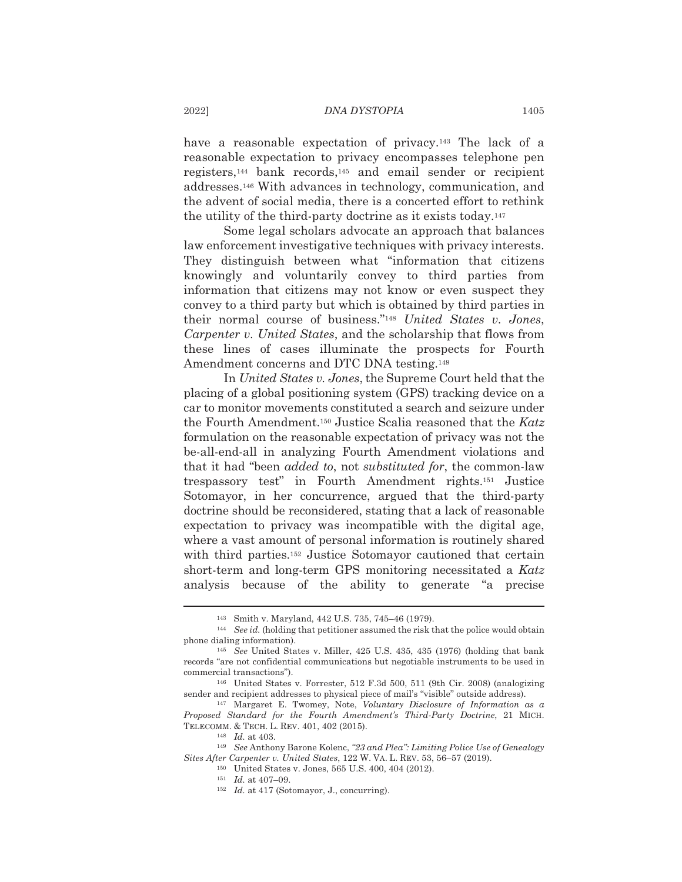have a reasonable expectation of privacy.[143] The lack of a reasonable expectation to privacy encompasses telephone pen registers,[144] bank records,[145] and email sender or recipient addresses.[146] With advances in technology, communication, and the advent of social media, there is a concerted effort to rethink the utility of the third-party doctrine as it exists today.[147]

Some legal scholars advocate an approach that balances law enforcement investigative techniques with privacy interests. They distinguish between what "information that citizens knowingly and voluntarily convey to third parties from information that citizens may not know or even suspect they convey to a third party but which is obtained by third parties in their normal course of business."[148] *United States v. Jones*, *Carpenter v. United States*, and the scholarship that flows from these lines of cases illuminate the prospects for Fourth Amendment concerns and DTC DNA testing.[149]

In *United States v. Jones*, the Supreme Court held that the placing of a global positioning system (GPS) tracking device on a car to monitor movements constituted a search and seizure under the Fourth Amendment.[150] Justice Scalia reasoned that the *Katz* formulation on the reasonable expectation of privacy was not the be-all-end-all in analyzing Fourth Amendment violations and that it had "been *added to*, not *substituted for*, the common-law trespassory test" in Fourth Amendment rights.[151] Justice Sotomayor, in her concurrence, argued that the third-party doctrine should be reconsidered, stating that a lack of reasonable expectation to privacy was incompatible with the digital age, where a vast amount of personal information is routinely shared with third parties.[152] Justice Sotomayor cautioned that certain short-term and long-term GPS monitoring necessitated a *Katz* analysis because of the ability to generate "a precise

---

[143] Smith v. Maryland, 442 U.S. 735, 745–46 (1979).

[144] *See id.* (holding that petitioner assumed the risk that the police would obtain phone dialing information).

[145] *See* United States v. Miller, 425 U.S. 435, 435 (1976) (holding that bank records "are not confidential communications but negotiable instruments to be used in commercial transactions").

[146] United States v. Forrester, 512 F.3d 500, 511 (9th Cir. 2008) (analogizing sender and recipient addresses to physical piece of mail's "visible" outside address).

[147] Margaret E. Twomey, Note, *Voluntary Disclosure of Information as a Proposed Standard for the Fourth Amendment's Third-Party Doctrine*, 21 MICH. TELECOMM. & TECH. L. REV. 401, 402 (2015).

[148] *Id.* at 403.

[149] *See* Anthony Barone Kolenc, *"23 and Plea": Limiting Police Use of Genealogy Sites After Carpenter v. United States*, 122 W. VA. L. REV. 53, 56–57 (2019).

[150] United States v. Jones, 565 U.S. 400, 404 (2012).

[151] *Id.* at 407–09.

[152] *Id.* at 417 (Sotomayor, J., concurring).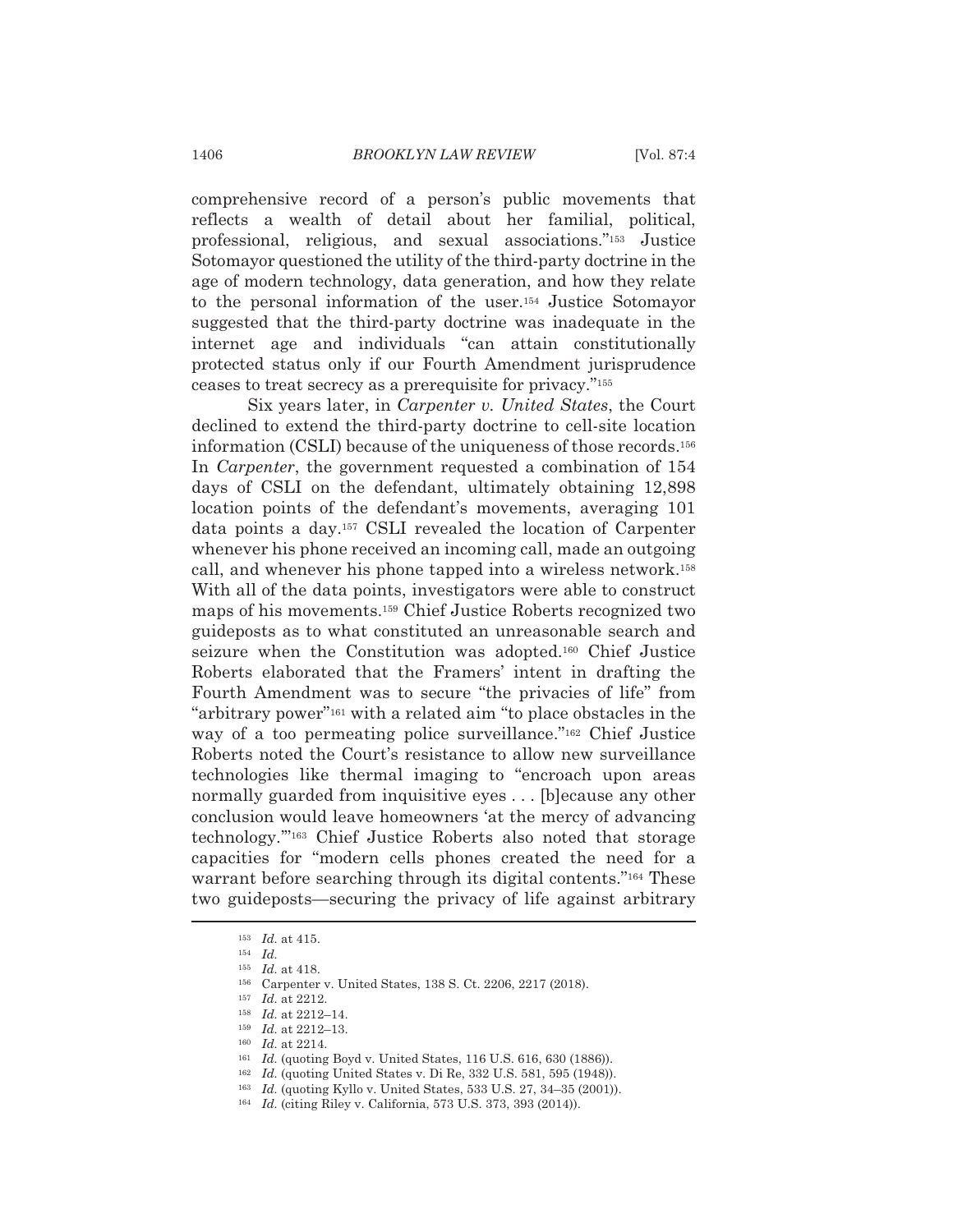comprehensive record of a person's public movements that reflects a wealth of detail about her familial, political, professional, religious, and sexual associations."[153] Justice Sotomayor questioned the utility of the third-party doctrine in the age of modern technology, data generation, and how they relate to the personal information of the user.[154] Justice Sotomayor suggested that the third-party doctrine was inadequate in the internet age and individuals "can attain constitutionally protected status only if our Fourth Amendment jurisprudence ceases to treat secrecy as a prerequisite for privacy."[155]

Six years later, in *Carpenter v. United States*, the Court declined to extend the third-party doctrine to cell-site location information (CSLI) because of the uniqueness of those records.[156] In *Carpenter*, the government requested a combination of 154 days of CSLI on the defendant, ultimately obtaining 12,898 location points of the defendant's movements, averaging 101 data points a day.[157] CSLI revealed the location of Carpenter whenever his phone received an incoming call, made an outgoing call, and whenever his phone tapped into a wireless network.[158] With all of the data points, investigators were able to construct maps of his movements.[159] Chief Justice Roberts recognized two guideposts as to what constituted an unreasonable search and seizure when the Constitution was adopted.[160] Chief Justice Roberts elaborated that the Framers' intent in drafting the Fourth Amendment was to secure "the privacies of life" from "arbitrary power"[161] with a related aim "to place obstacles in the way of a too permeating police surveillance."[162] Chief Justice Roberts noted the Court's resistance to allow new surveillance technologies like thermal imaging to "encroach upon areas normally guarded from inquisitive eyes . . . [b]ecause any other conclusion would leave homeowners 'at the mercy of advancing technology.'"[163] Chief Justice Roberts also noted that storage capacities for "modern cells phones created the need for a warrant before searching through its digital contents."[164] These two guideposts—securing the privacy of life against arbitrary

---

[153] *Id.* at 415.

[154] *Id.*

[155] *Id.* at 418.

[156] Carpenter v. United States, 138 S. Ct. 2206, 2217 (2018).

[157] *Id.* at 2212.

[158] *Id.* at 2212–14.

[159] *Id.* at 2212–13.

[160] *Id.* at 2214.

[161] *Id.* (quoting Boyd v. United States, 116 U.S. 616, 630 (1886)).

[162] *Id.* (quoting United States v. Di Re, 332 U.S. 581, 595 (1948)).

[163] *Id.* (quoting Kyllo v. United States, 533 U.S. 27, 34–35 (2001)).

[164] *Id.* (citing Riley v. California, 573 U.S. 373, 393 (2014)).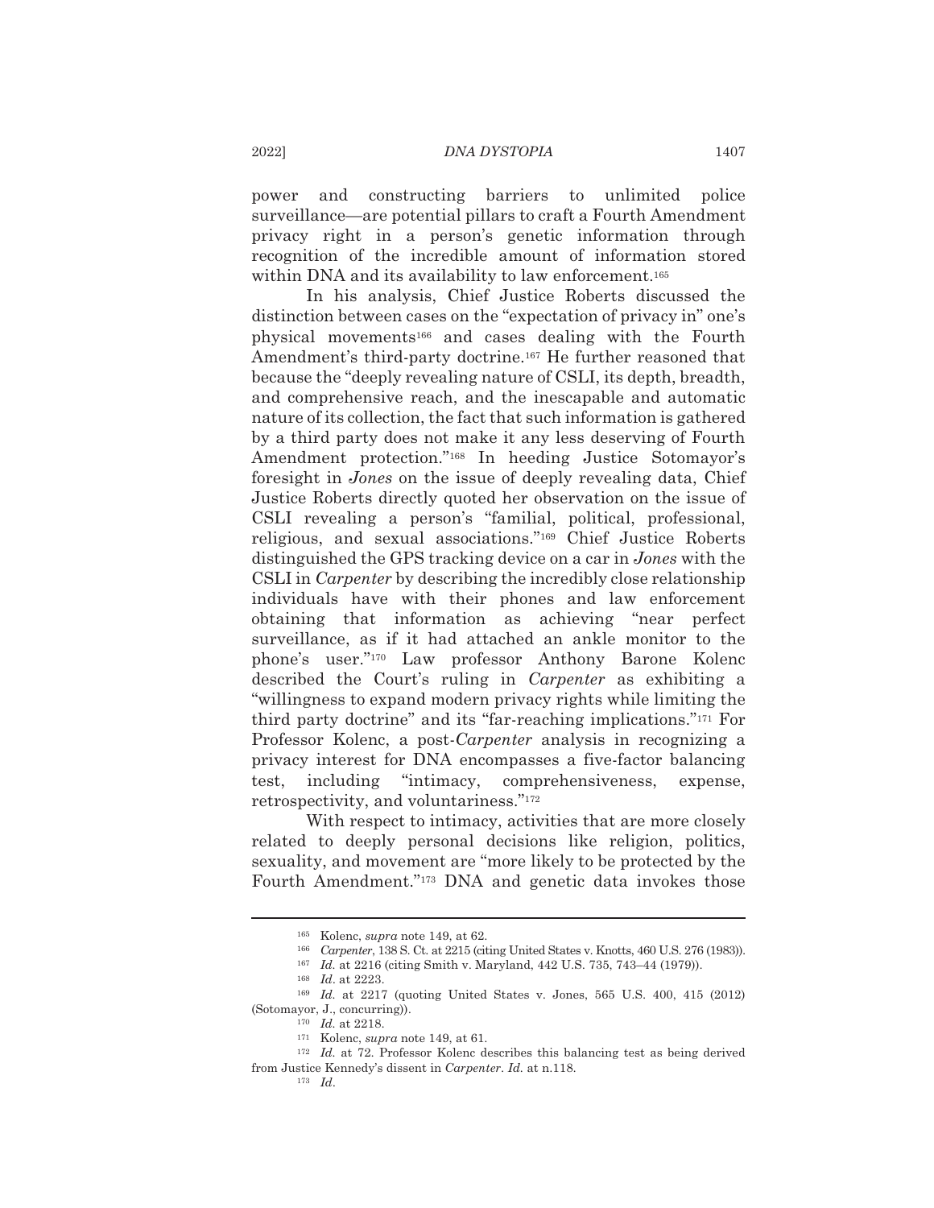power and constructing barriers to unlimited police surveillance—are potential pillars to craft a Fourth Amendment privacy right in a person's genetic information through recognition of the incredible amount of information stored within DNA and its availability to law enforcement.[165]

In his analysis, Chief Justice Roberts discussed the distinction between cases on the "expectation of privacy in" one's physical movements[166] and cases dealing with the Fourth Amendment's third-party doctrine.[167] He further reasoned that because the "deeply revealing nature of CSLI, its depth, breadth, and comprehensive reach, and the inescapable and automatic nature of its collection, the fact that such information is gathered by a third party does not make it any less deserving of Fourth Amendment protection."[168] In heeding Justice Sotomayor's foresight in *Jones* on the issue of deeply revealing data, Chief Justice Roberts directly quoted her observation on the issue of CSLI revealing a person's "familial, political, professional, religious, and sexual associations."[169] Chief Justice Roberts distinguished the GPS tracking device on a car in *Jones* with the CSLI in *Carpenter* by describing the incredibly close relationship individuals have with their phones and law enforcement obtaining that information as achieving "near perfect surveillance, as if it had attached an ankle monitor to the phone's user."[170] Law professor Anthony Barone Kolenc described the Court's ruling in *Carpenter* as exhibiting a "willingness to expand modern privacy rights while limiting the third party doctrine" and its "far-reaching implications."[171] For Professor Kolenc, a post-*Carpenter* analysis in recognizing a privacy interest for DNA encompasses a five-factor balancing test, including "intimacy, comprehensiveness, expense, retrospectivity, and voluntariness."[172]

With respect to intimacy, activities that are more closely related to deeply personal decisions like religion, politics, sexuality, and movement are "more likely to be protected by the Fourth Amendment."[173] DNA and genetic data invokes those

---

[165] Kolenc, *supra* note 149, at 62.

[166] *Carpenter*, 138 S. Ct. at 2215 (citing United States v. Knotts, 460 U.S. 276 (1983)).

[167] *Id.* at 2216 (citing Smith v. Maryland, 442 U.S. 735, 743–44 (1979)).

[168] *Id*. at 2223.

[169] *Id.* at 2217 (quoting United States v. Jones, 565 U.S. 400, 415 (2012) (Sotomayor, J., concurring)).

[170] *Id.* at 2218.

[171] Kolenc, *supra* note 149, at 61.

[172] *Id.* at 72. Professor Kolenc describes this balancing test as being derived from Justice Kennedy's dissent in *Carpenter*. *Id.* at n.118.

[173] *Id*.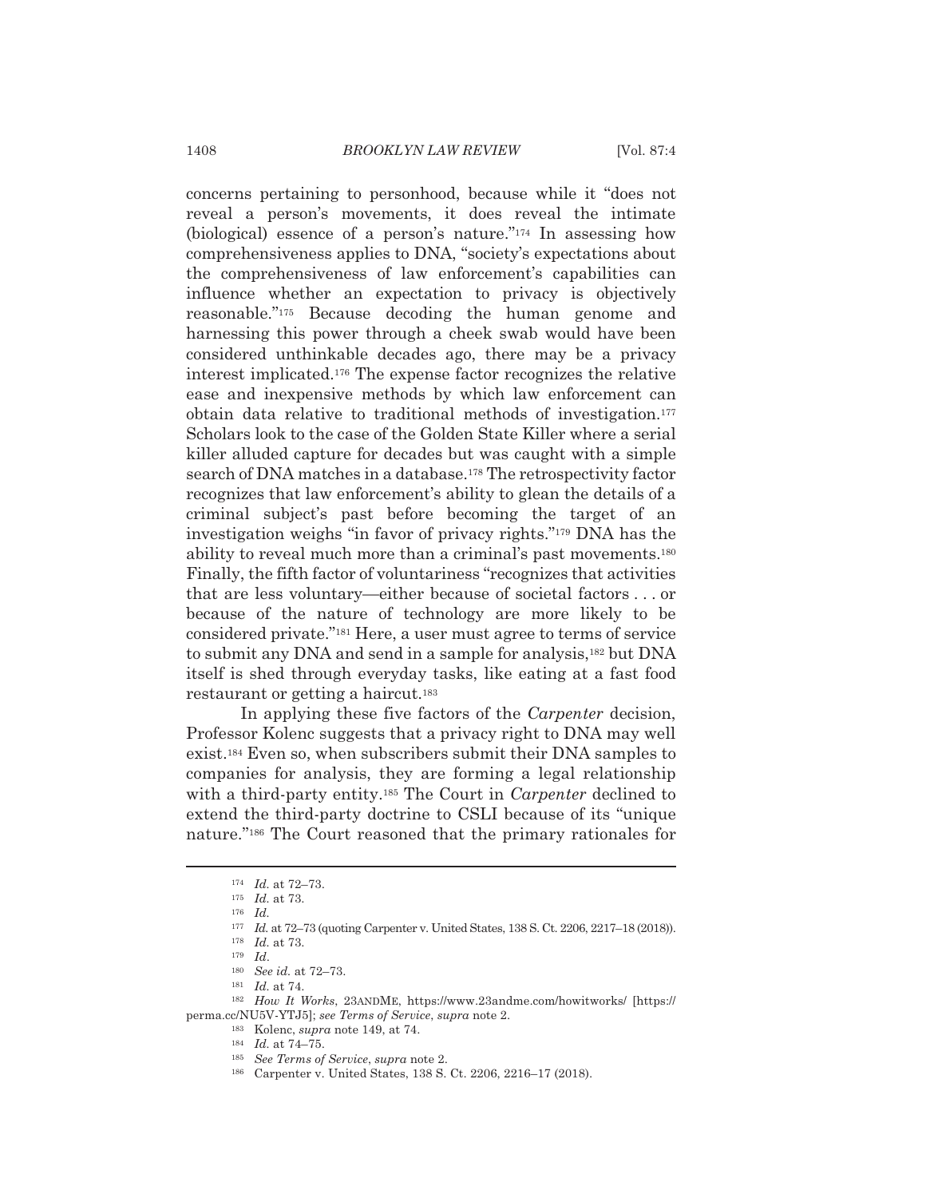concerns pertaining to personhood, because while it "does not reveal a person's movements, it does reveal the intimate (biological) essence of a person's nature."[174] In assessing how comprehensiveness applies to DNA, "society's expectations about the comprehensiveness of law enforcement's capabilities can influence whether an expectation to privacy is objectively reasonable."[175] Because decoding the human genome and harnessing this power through a cheek swab would have been considered unthinkable decades ago, there may be a privacy interest implicated.[176] The expense factor recognizes the relative ease and inexpensive methods by which law enforcement can obtain data relative to traditional methods of investigation.[177] Scholars look to the case of the Golden State Killer where a serial killer alluded capture for decades but was caught with a simple search of DNA matches in a database.[178] The retrospectivity factor recognizes that law enforcement's ability to glean the details of a criminal subject's past before becoming the target of an investigation weighs "in favor of privacy rights."[179] DNA has the ability to reveal much more than a criminal's past movements.[180] Finally, the fifth factor of voluntariness "recognizes that activities that are less voluntary—either because of societal factors . . . or because of the nature of technology are more likely to be considered private."[181] Here, a user must agree to terms of service to submit any DNA and send in a sample for analysis,[182] but DNA itself is shed through everyday tasks, like eating at a fast food restaurant or getting a haircut.[183]

In applying these five factors of the *Carpenter* decision, Professor Kolenc suggests that a privacy right to DNA may well exist.[184] Even so, when subscribers submit their DNA samples to companies for analysis, they are forming a legal relationship with a third-party entity.[185] The Court in *Carpenter* declined to extend the third-party doctrine to CSLI because of its "unique nature."[186] The Court reasoned that the primary rationales for

---

[174] *Id.* at 72–73.

[175] *Id.* at 73.

[176] *Id.*

[177] *Id.* at 72–73 (quoting Carpenter v. United States, 138 S. Ct. 2206, 2217–18 (2018)).

[178] *Id.* at 73.

[179] *Id*.

[180] *See id.* at 72–73.

[181] *Id.* at 74.

[182] *How It Works*, 23ANDME, https://www.23andme.com/howitworks/ [https://perma.cc/NU5V-YTJ5]; *see Terms of Service*, *supra* note 2.

[183] Kolenc, *supra* note 149, at 74.

[184] *Id.* at 74–75.

[185] *See Terms of Service*, *supra* note 2.

[186] Carpenter v. United States, 138 S. Ct. 2206, 2216–17 (2018).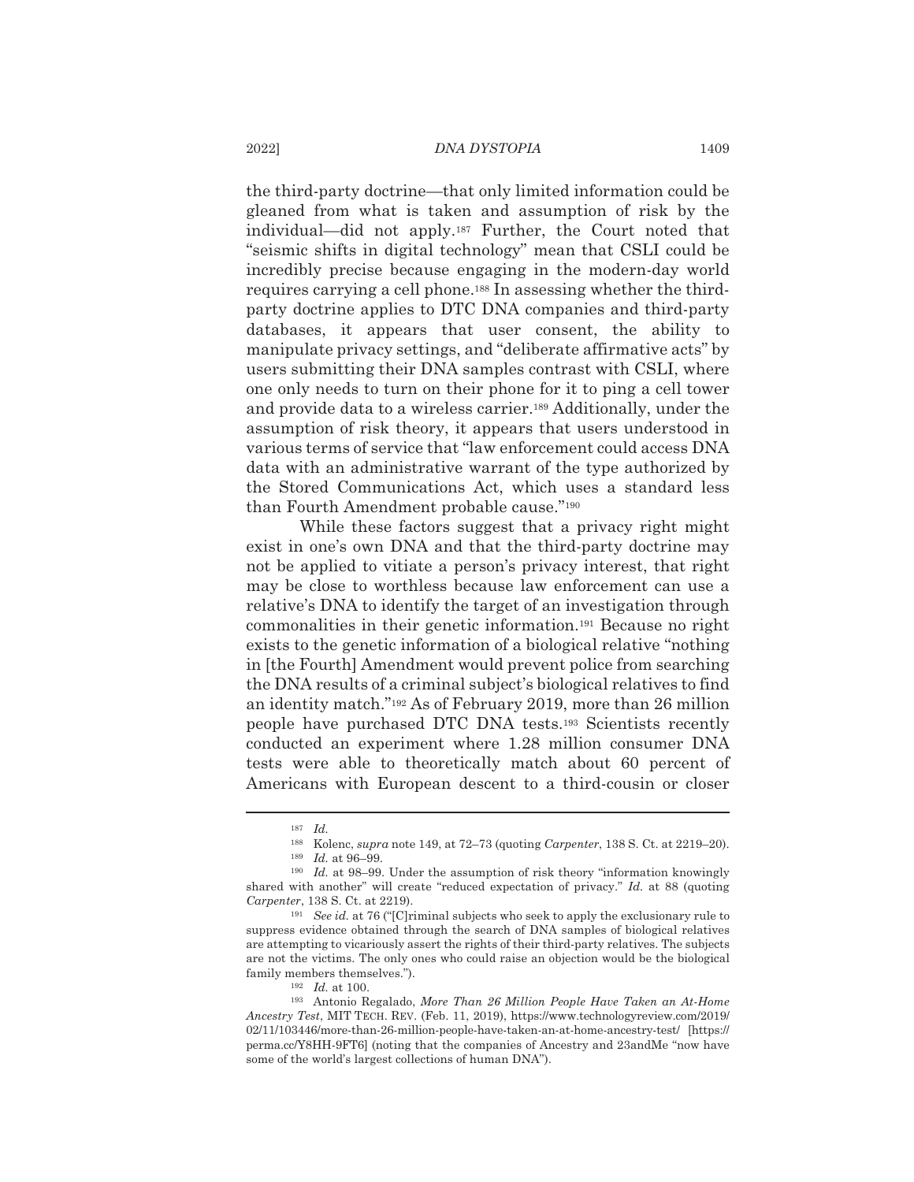the third-party doctrine—that only limited information could be gleaned from what is taken and assumption of risk by the individual—did not apply.[187] Further, the Court noted that "seismic shifts in digital technology" mean that CSLI could be incredibly precise because engaging in the modern-day world requires carrying a cell phone.[188] In assessing whether the third-party doctrine applies to DTC DNA companies and third-party databases, it appears that user consent, the ability to manipulate privacy settings, and "deliberate affirmative acts" by users submitting their DNA samples contrast with CSLI, where one only needs to turn on their phone for it to ping a cell tower and provide data to a wireless carrier.[189] Additionally, under the assumption of risk theory, it appears that users understood in various terms of service that "law enforcement could access DNA data with an administrative warrant of the type authorized by the Stored Communications Act, which uses a standard less than Fourth Amendment probable cause."[190]

While these factors suggest that a privacy right might exist in one's own DNA and that the third-party doctrine may not be applied to vitiate a person's privacy interest, that right may be close to worthless because law enforcement can use a relative's DNA to identify the target of an investigation through commonalities in their genetic information.[191] Because no right exists to the genetic information of a biological relative "nothing in [the Fourth] Amendment would prevent police from searching the DNA results of a criminal subject's biological relatives to find an identity match."[192] As of February 2019, more than 26 million people have purchased DTC DNA tests.[193] Scientists recently conducted an experiment where 1.28 million consumer DNA tests were able to theoretically match about 60 percent of Americans with European descent to a third-cousin or closer

---

[187] *Id.*

[188] Kolenc, *supra* note 149, at 72–73 (quoting *Carpenter*, 138 S. Ct. at 2219–20).

[189] *Id.* at 96–99.

[190] *Id.* at 98–99. Under the assumption of risk theory "information knowingly shared with another" will create "reduced expectation of privacy." *Id.* at 88 (quoting *Carpenter*, 138 S. Ct. at 2219).

[191] *See id.* at 76 ("[C]riminal subjects who seek to apply the exclusionary rule to suppress evidence obtained through the search of DNA samples of biological relatives are attempting to vicariously assert the rights of their third-party relatives. The subjects are not the victims. The only ones who could raise an objection would be the biological family members themselves.").

[192] *Id.* at 100.

[193] Antonio Regalado, *More Than 26 Million People Have Taken an At-Home Ancestry Test*, MIT TECH. REV. (Feb. 11, 2019), https://www.technologyreview.com/2019/02/11/103446/more-than-26-million-people-have-taken-an-at-home-ancestry-test/ [https://perma.cc/Y8HH-9FT6] (noting that the companies of Ancestry and 23andMe "now have some of the world's largest collections of human DNA").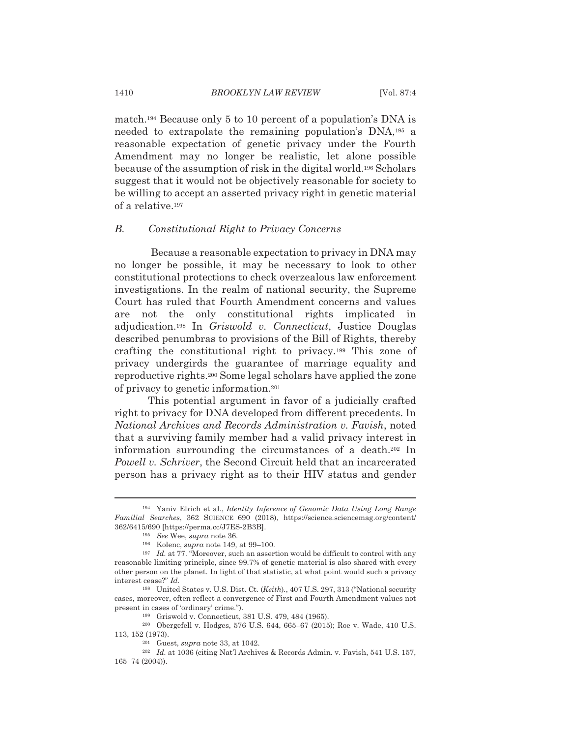match.[194] Because only 5 to 10 percent of a population's DNA is needed to extrapolate the remaining population's DNA,[195] a reasonable expectation of genetic privacy under the Fourth Amendment may no longer be realistic, let alone possible because of the assumption of risk in the digital world.[196] Scholars suggest that it would not be objectively reasonable for society to be willing to accept an asserted privacy right in genetic material of a relative.[197]

### *B. Constitutional Right to Privacy Concerns*

Because a reasonable expectation to privacy in DNA may no longer be possible, it may be necessary to look to other constitutional protections to check overzealous law enforcement investigations. In the realm of national security, the Supreme Court has ruled that Fourth Amendment concerns and values are not the only constitutional rights implicated in adjudication.[198] In *Griswold v. Connecticut*, Justice Douglas described penumbras to provisions of the Bill of Rights, thereby crafting the constitutional right to privacy.[199] This zone of privacy undergirds the guarantee of marriage equality and reproductive rights.[200] Some legal scholars have applied the zone of privacy to genetic information.[201]

This potential argument in favor of a judicially crafted right to privacy for DNA developed from different precedents. In *National Archives and Records Administration v. Favish*, noted that a surviving family member had a valid privacy interest in information surrounding the circumstances of a death.[202] In *Powell v. Schriver*, the Second Circuit held that an incarcerated person has a privacy right as to their HIV status and gender

---

[194] Yaniv Elrich et al., *Identity Inference of Genomic Data Using Long Range Familial Searches*, 362 SCIENCE 690 (2018), https://science.sciencemag.org/content/362/6415/690 [https://perma.cc/J7ES-2B3B].

[195] *See* Wee, *supra* note 36.

[196] Kolenc, *supra* note 149, at 99–100.

[197] *Id.* at 77. "Moreover, such an assertion would be difficult to control with any reasonable limiting principle, since 99.7% of genetic material is also shared with every other person on the planet. In light of that statistic, at what point would such a privacy interest cease?" *Id.*

[198] United States v. U.S. Dist. Ct. (*Keith*)., 407 U.S. 297, 313 ("National security cases, moreover, often reflect a convergence of First and Fourth Amendment values not present in cases of 'ordinary' crime.").

[199] Griswold v. Connecticut, 381 U.S. 479, 484 (1965).

[200] Obergefell v. Hodges, 576 U.S. 644, 665–67 (2015); Roe v. Wade, 410 U.S. 113, 152 (1973).

[201] Guest, *supra* note 33, at 1042.

[202] *Id.* at 1036 (citing Nat'l Archives & Records Admin. v. Favish, 541 U.S. 157, 165–74 (2004)).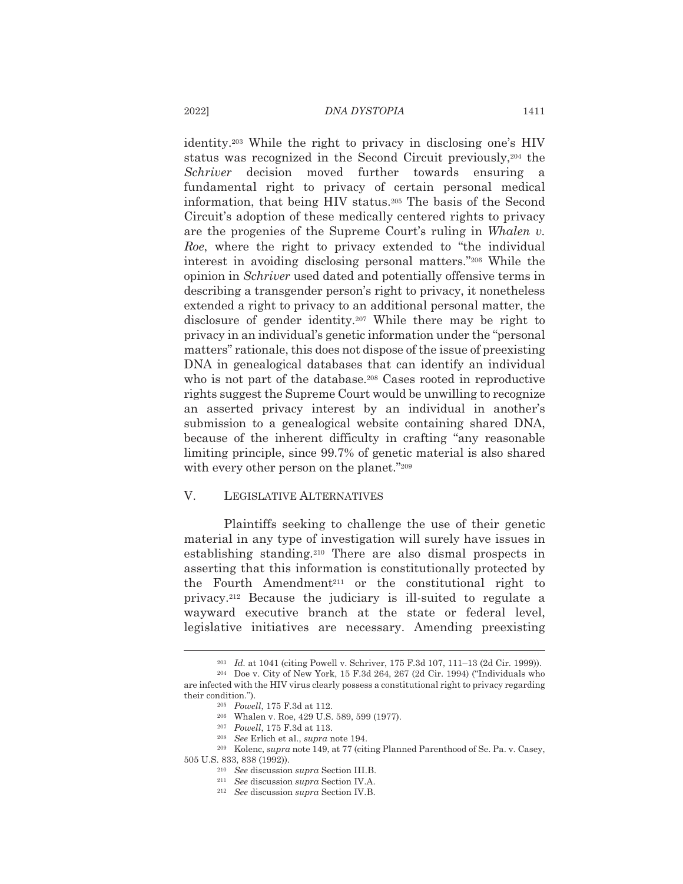identity.[203] While the right to privacy in disclosing one's HIV status was recognized in the Second Circuit previously,[204] the *Schriver* decision moved further towards ensuring a fundamental right to privacy of certain personal medical information, that being HIV status.[205] The basis of the Second Circuit's adoption of these medically centered rights to privacy are the progenies of the Supreme Court's ruling in *Whalen v. Roe*, where the right to privacy extended to "the individual interest in avoiding disclosing personal matters."[206] While the opinion in *Schriver* used dated and potentially offensive terms in describing a transgender person's right to privacy, it nonetheless extended a right to privacy to an additional personal matter, the disclosure of gender identity.[207] While there may be right to privacy in an individual's genetic information under the "personal matters" rationale, this does not dispose of the issue of preexisting DNA in genealogical databases that can identify an individual who is not part of the database.[208] Cases rooted in reproductive rights suggest the Supreme Court would be unwilling to recognize an asserted privacy interest by an individual in another's submission to a genealogical website containing shared DNA, because of the inherent difficulty in crafting "any reasonable limiting principle, since 99.7% of genetic material is also shared with every other person on the planet."[209]

## V. LEGISLATIVE ALTERNATIVES

Plaintiffs seeking to challenge the use of their genetic material in any type of investigation will surely have issues in establishing standing.[210] There are also dismal prospects in asserting that this information is constitutionally protected by the Fourth Amendment[211] or the constitutional right to privacy.[212] Because the judiciary is ill-suited to regulate a wayward executive branch at the state or federal level, legislative initiatives are necessary. Amending preexisting

---

[203] *Id.* at 1041 (citing Powell v. Schriver, 175 F.3d 107, 111–13 (2d Cir. 1999)).

[204] Doe v. City of New York, 15 F.3d 264, 267 (2d Cir. 1994) ("Individuals who are infected with the HIV virus clearly possess a constitutional right to privacy regarding their condition.").

[205] *Powell*, 175 F.3d at 112.

[206] Whalen v. Roe, 429 U.S. 589, 599 (1977).

[207] *Powell*, 175 F.3d at 113.

[208] *See* Erlich et al., *supra* note 194.

[209] Kolenc, *supra* note 149, at 77 (citing Planned Parenthood of Se. Pa. v. Casey, 505 U.S. 833, 838 (1992)).

[210] *See* discussion *supra* Section III.B.

[211] *See* discussion *supra* Section IV.A.

[212] *See* discussion *supra* Section IV.B.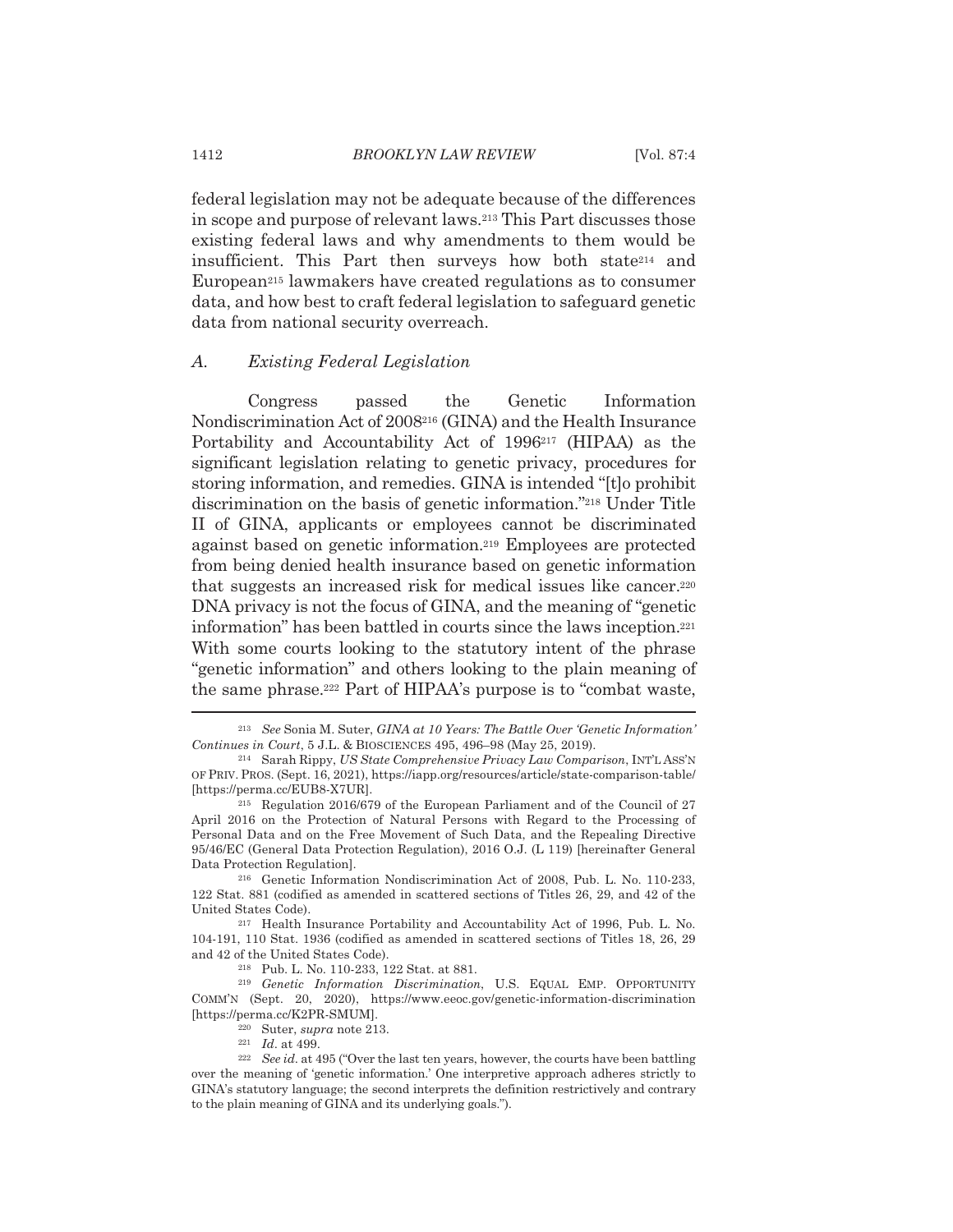federal legislation may not be adequate because of the differences in scope and purpose of relevant laws.[213] This Part discusses those existing federal laws and why amendments to them would be insufficient. This Part then surveys how both state[214] and European[215] lawmakers have created regulations as to consumer data, and how best to craft federal legislation to safeguard genetic data from national security overreach.

### A. Existing Federal Legislation

Congress passed the Genetic Information Nondiscrimination Act of 2008[216] (GINA) and the Health Insurance Portability and Accountability Act of 1996[217] (HIPAA) as the significant legislation relating to genetic privacy, procedures for storing information, and remedies. GINA is intended "[t]o prohibit discrimination on the basis of genetic information."[218] Under Title II of GINA, applicants or employees cannot be discriminated against based on genetic information.[219] Employees are protected from being denied health insurance based on genetic information that suggests an increased risk for medical issues like cancer.[220] DNA privacy is not the focus of GINA, and the meaning of "genetic information" has been battled in courts since the laws inception.[221] With some courts looking to the statutory intent of the phrase "genetic information" and others looking to the plain meaning of the same phrase.[222] Part of HIPAA's purpose is to "combat waste,

---

[213] *See* Sonia M. Suter, *GINA at 10 Years: The Battle Over 'Genetic Information' Continues in Court*, 5 J.L. & BIOSCIENCES 495, 496–98 (May 25, 2019).

[214] Sarah Rippy, *US State Comprehensive Privacy Law Comparison*, INT'L ASS'N OF PRIV. PROS. (Sept. 16, 2021), https://iapp.org/resources/article/state-comparison-table/ [https://perma.cc/EUB8-X7UR].

[215] Regulation 2016/679 of the European Parliament and of the Council of 27 April 2016 on the Protection of Natural Persons with Regard to the Processing of Personal Data and on the Free Movement of Such Data, and the Repealing Directive 95/46/EC (General Data Protection Regulation), 2016 O.J. (L 119) [hereinafter General Data Protection Regulation].

[216] Genetic Information Nondiscrimination Act of 2008, Pub. L. No. 110-233, 122 Stat. 881 (codified as amended in scattered sections of Titles 26, 29, and 42 of the United States Code).

[217] Health Insurance Portability and Accountability Act of 1996, Pub. L. No. 104-191, 110 Stat. 1936 (codified as amended in scattered sections of Titles 18, 26, 29 and 42 of the United States Code).

[218] Pub. L. No. 110-233, 122 Stat. at 881.

[219] *Genetic Information Discrimination*, U.S. EQUAL EMP. OPPORTUNITY COMM'N (Sept. 20, 2020), https://www.eeoc.gov/genetic-information-discrimination [https://perma.cc/K2PR-SMUM].

[220] Suter, *supra* note 213.

[221] *Id.* at 499.

[222] *See id.* at 495 ("Over the last ten years, however, the courts have been battling over the meaning of 'genetic information.' One interpretive approach adheres strictly to GINA's statutory language; the second interprets the definition restrictively and contrary to the plain meaning of GINA and its underlying goals.").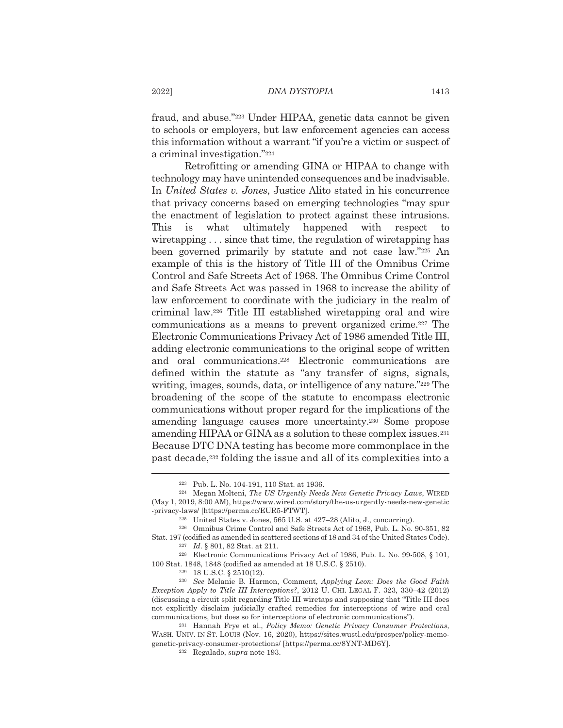fraud, and abuse."[223] Under HIPAA, genetic data cannot be given to schools or employers, but law enforcement agencies can access this information without a warrant "if you're a victim or suspect of a criminal investigation."[224]

Retrofitting or amending GINA or HIPAA to change with technology may have unintended consequences and be inadvisable. In *United States v. Jones*, Justice Alito stated in his concurrence that privacy concerns based on emerging technologies "may spur the enactment of legislation to protect against these intrusions. This is what ultimately happened with respect to wiretapping . . . since that time, the regulation of wiretapping has been governed primarily by statute and not case law."[225] An example of this is the history of Title III of the Omnibus Crime Control and Safe Streets Act of 1968. The Omnibus Crime Control and Safe Streets Act was passed in 1968 to increase the ability of law enforcement to coordinate with the judiciary in the realm of criminal law.[226] Title III established wiretapping oral and wire communications as a means to prevent organized crime.[227] The Electronic Communications Privacy Act of 1986 amended Title III, adding electronic communications to the original scope of written and oral communications.[228] Electronic communications are defined within the statute as "any transfer of signs, signals, writing, images, sounds, data, or intelligence of any nature."[229] The broadening of the scope of the statute to encompass electronic communications without proper regard for the implications of the amending language causes more uncertainty.[230] Some propose amending HIPAA or GINA as a solution to these complex issues.[231] Because DTC DNA testing has become more commonplace in the past decade,[232] folding the issue and all of its complexities into a

---

[223] Pub. L. No. 104-191, 110 Stat. at 1936.

[224] Megan Molteni, *The US Urgently Needs New Genetic Privacy Laws*, WIRED (May 1, 2019, 8:00 AM), https://www.wired.com/story/the-us-urgently-needs-new-genetic-privacy-laws/ [https://perma.cc/EUR5-FTWT].

[225] United States v. Jones, 565 U.S. at 427–28 (Alito, J., concurring).

[226] Omnibus Crime Control and Safe Streets Act of 1968, Pub. L. No. 90-351, 82 Stat. 197 (codified as amended in scattered sections of 18 and 34 of the United States Code).

[227] *Id*. § 801, 82 Stat. at 211.

[228] Electronic Communications Privacy Act of 1986, Pub. L. No. 99-508, § 101, 100 Stat. 1848, 1848 (codified as amended at 18 U.S.C. § 2510).

[229] 18 U.S.C. § 2510(12).

[230] *See* Melanie B. Harmon, Comment, *Applying Leon: Does the Good Faith Exception Apply to Title III Interceptions?*, 2012 U. CHI. LEGAL F. 323, 330–42 (2012) (discussing a circuit split regarding Title III wiretaps and supposing that "Title III does not explicitly disclaim judicially crafted remedies for interceptions of wire and oral communications, but does so for interceptions of electronic communications").

[231] Hannah Frye et al., *Policy Memo: Genetic Privacy Consumer Protections*, WASH. UNIV. IN ST. LOUIS (Nov. 16, 2020), https://sites.wustl.edu/prosper/policy-memo-genetic-privacy-consumer-protections/ [https://perma.cc/8YNT-MD6Y].

[232] Regalado, *supra* note 193.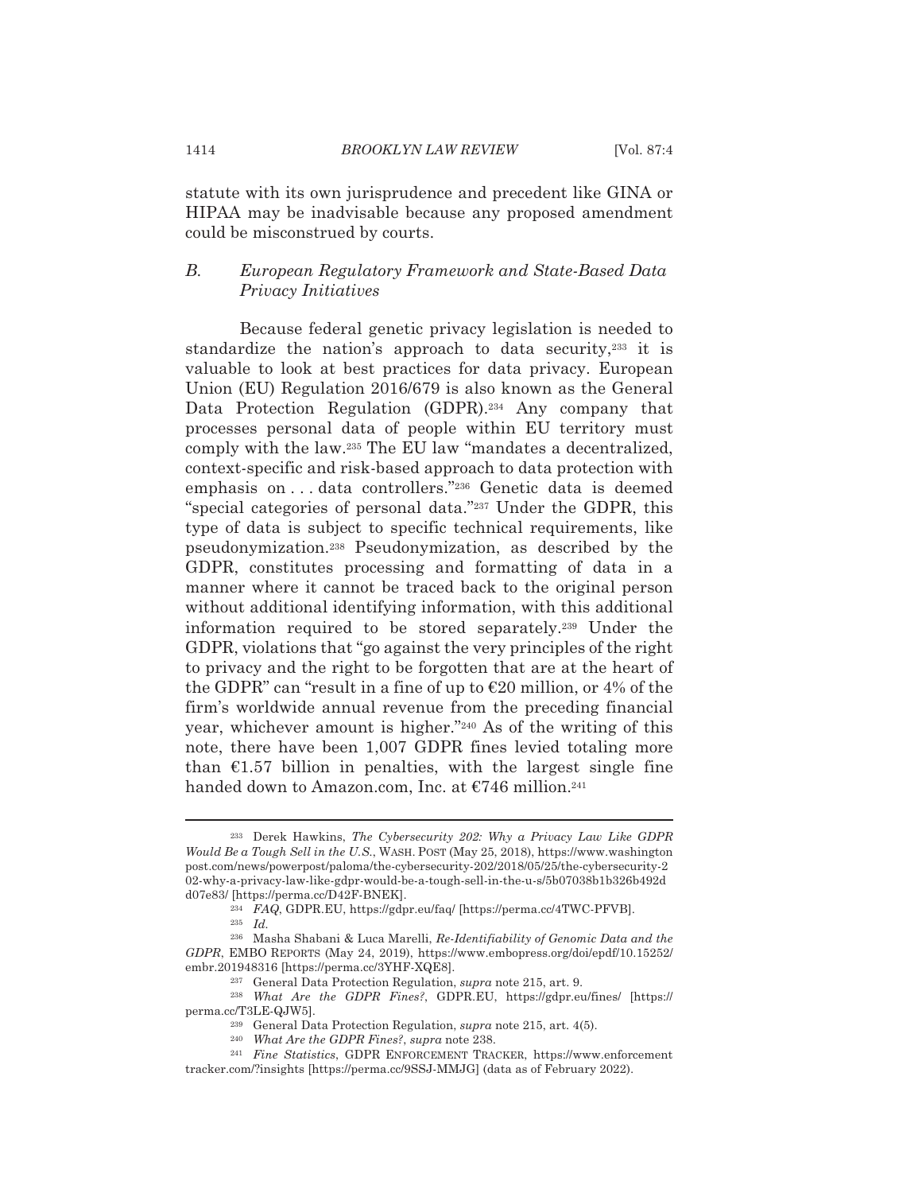statute with its own jurisprudence and precedent like GINA or HIPAA may be inadvisable because any proposed amendment could be misconstrued by courts.

### *B. European Regulatory Framework and State-Based Data Privacy Initiatives*

Because federal genetic privacy legislation is needed to standardize the nation's approach to data security,[233] it is valuable to look at best practices for data privacy. European Union (EU) Regulation 2016/679 is also known as the General Data Protection Regulation (GDPR).[234] Any company that processes personal data of people within EU territory must comply with the law.[235] The EU law "mandates a decentralized, context-specific and risk-based approach to data protection with emphasis on . . . data controllers."[236] Genetic data is deemed "special categories of personal data."[237] Under the GDPR, this type of data is subject to specific technical requirements, like pseudonymization.[238] Pseudonymization, as described by the GDPR, constitutes processing and formatting of data in a manner where it cannot be traced back to the original person without additional identifying information, with this additional information required to be stored separately.[239] Under the GDPR, violations that "go against the very principles of the right to privacy and the right to be forgotten that are at the heart of the GDPR" can "result in a fine of up to €20 million, or 4% of the firm's worldwide annual revenue from the preceding financial year, whichever amount is higher."[240] As of the writing of this note, there have been 1,007 GDPR fines levied totaling more than €1.57 billion in penalties, with the largest single fine handed down to Amazon.com, Inc. at €746 million.[241]

---

[233] Derek Hawkins, *The Cybersecurity 202: Why a Privacy Law Like GDPR Would Be a Tough Sell in the U.S.*, WASH. POST (May 25, 2018), https://www.washingtonpost.com/news/powerpost/paloma/the-cybersecurity-202/2018/05/25/the-cybersecurity-202-why-a-privacy-law-like-gdpr-would-be-a-tough-sell-in-the-u-s/5b07038b1b326b492dd07e83/ [https://perma.cc/D42F-BNEK].

[234] *FAQ*, GDPR.EU, https://gdpr.eu/faq/ [https://perma.cc/4TWC-PFVB].

[235] *Id.*

[236] Masha Shabani & Luca Marelli, *Re-Identifiability of Genomic Data and the GDPR*, EMBO REPORTS (May 24, 2019), https://www.embopress.org/doi/epdf/10.15252/embr.201948316 [https://perma.cc/3YHF-XQE8].

[237] General Data Protection Regulation, *supra* note 215, art. 9.

[238] *What Are the GDPR Fines?*, GDPR.EU, https://gdpr.eu/fines/ [https://perma.cc/T3LE-QJW5].

[239] General Data Protection Regulation, *supra* note 215, art. 4(5).

[240] *What Are the GDPR Fines?*, *supra* note 238.

[241] *Fine Statistics*, GDPR ENFORCEMENT TRACKER, https://www.enforcementtracker.com/?insights [https://perma.cc/9SSJ-MMJG] (data as of February 2022).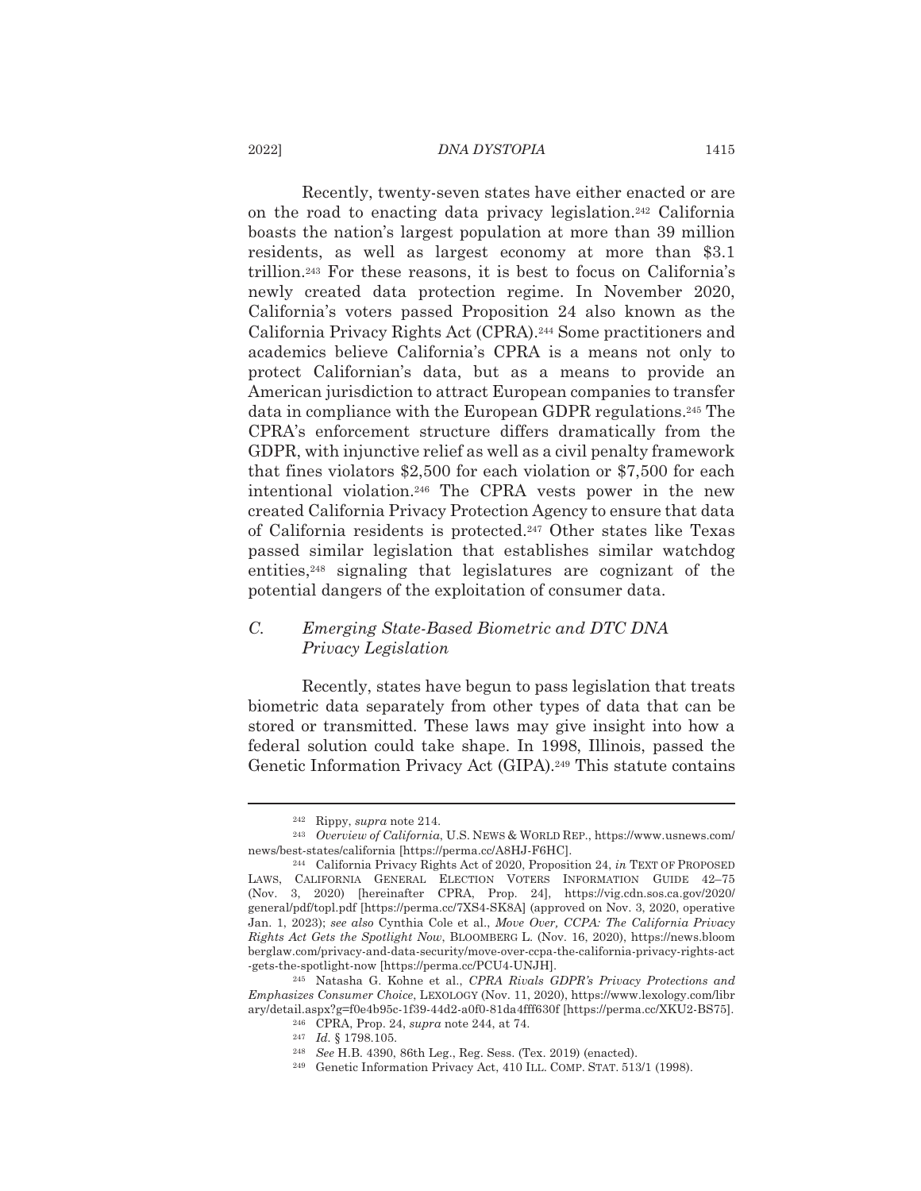Recently, twenty-seven states have either enacted or are on the road to enacting data privacy legislation.[242] California boasts the nation's largest population at more than 39 million residents, as well as largest economy at more than $3.1 trillion.[243] For these reasons, it is best to focus on California's newly created data protection regime. In November 2020, California's voters passed Proposition 24 also known as the California Privacy Rights Act (CPRA).[244] Some practitioners and academics believe California's CPRA is a means not only to protect Californian's data, but as a means to provide an American jurisdiction to attract European companies to transfer data in compliance with the European GDPR regulations.[245] The CPRA's enforcement structure differs dramatically from the GDPR, with injunctive relief as well as a civil penalty framework that fines violators $2,500 for each violation or $7,500 for each intentional violation.[246] The CPRA vests power in the new created California Privacy Protection Agency to ensure that data of California residents is protected.[247] Other states like Texas passed similar legislation that establishes similar watchdog entities,[248] signaling that legislatures are cognizant of the potential dangers of the exploitation of consumer data.

### C. *Emerging State-Based Biometric and DTC DNA Privacy Legislation*

Recently, states have begun to pass legislation that treats biometric data separately from other types of data that can be stored or transmitted. These laws may give insight into how a federal solution could take shape. In 1998, Illinois, passed the Genetic Information Privacy Act (GIPA).[249] This statute contains

---

[242] Rippy, *supra* note 214.

[243] *Overview of California*, U.S. NEWS & WORLD REP., https://www.usnews.com/news/best-states/california [https://perma.cc/A8HJ-F6HC].

[244] California Privacy Rights Act of 2020, Proposition 24, *in* TEXT OF PROPOSED LAWS, CALIFORNIA GENERAL ELECTION VOTERS INFORMATION GUIDE 42–75 (Nov. 3, 2020) [hereinafter CPRA, Prop. 24], https://vig.cdn.sos.ca.gov/2020/general/pdf/topl.pdf [https://perma.cc/7XS4-SK8A] (approved on Nov. 3, 2020, operative Jan. 1, 2023); *see also* Cynthia Cole et al., *Move Over, CCPA: The California Privacy Rights Act Gets the Spotlight Now*, BLOOMBERG L. (Nov. 16, 2020), https://news.bloomberglaw.com/privacy-and-data-security/move-over-ccpa-the-california-privacy-rights-act-gets-the-spotlight-now [https://perma.cc/PCU4-UNJH].

[245] Natasha G. Kohne et al., *CPRA Rivals GDPR's Privacy Protections and Emphasizes Consumer Choice*, LEXOLOGY (Nov. 11, 2020), https://www.lexology.com/library/detail.aspx?g=f0e4b95c-1f39-44d2-a0f0-81da4fff630f [https://perma.cc/XKU2-BS75].

[246] CPRA, Prop. 24, *supra* note 244, at 74.

[247] *Id.* § 1798.105.

[248] *See* H.B. 4390, 86th Leg., Reg. Sess. (Tex. 2019) (enacted).

[249] Genetic Information Privacy Act, 410 ILL. COMP. STAT. 513/1 (1998).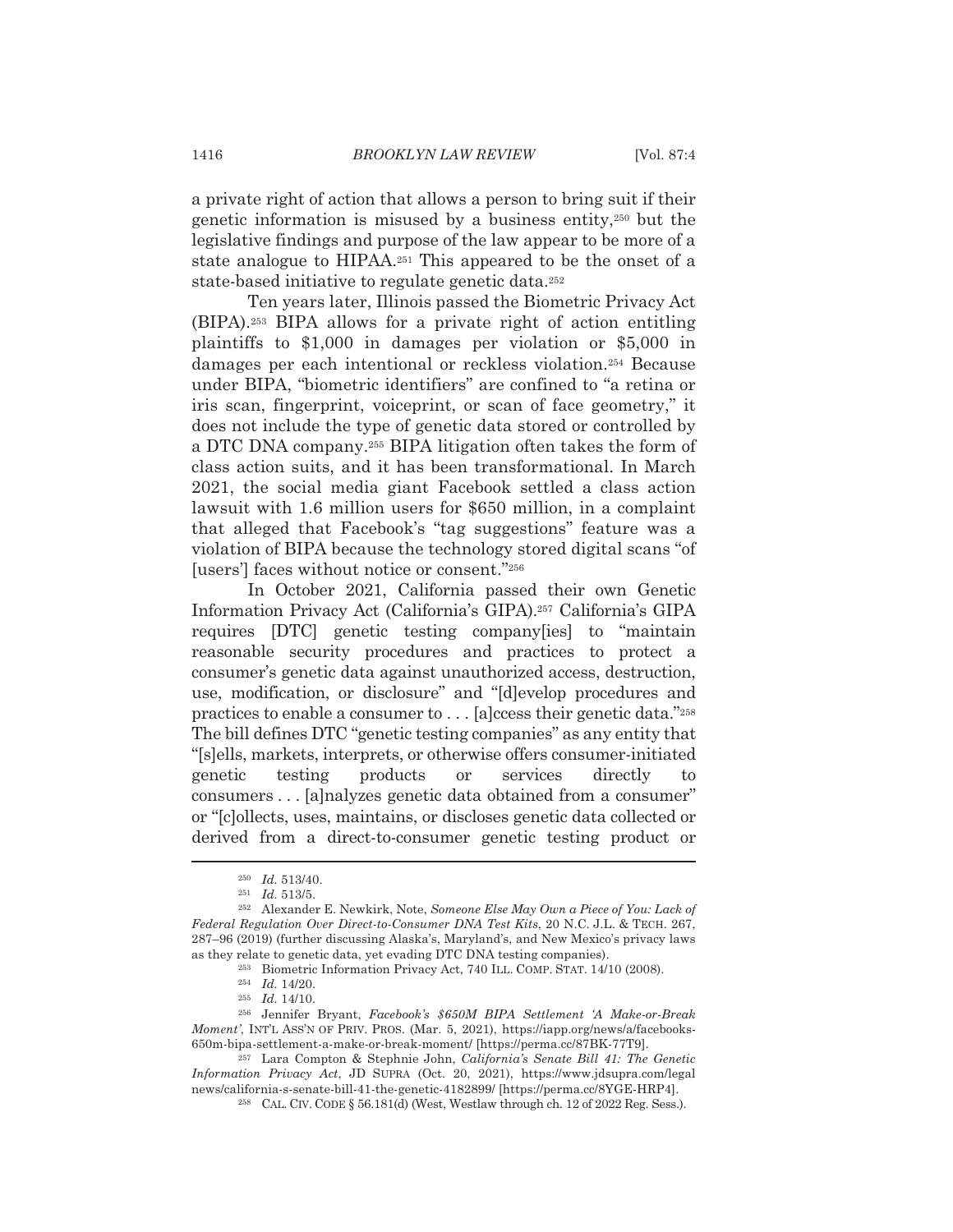a private right of action that allows a person to bring suit if their genetic information is misused by a business entity,[250] but the legislative findings and purpose of the law appear to be more of a state analogue to HIPAA.[251] This appeared to be the onset of a state-based initiative to regulate genetic data.[252]

Ten years later, Illinois passed the Biometric Privacy Act (BIPA).[253] BIPA allows for a private right of action entitling plaintiffs to $1,000 in damages per violation or $5,000 in damages per each intentional or reckless violation.[254] Because under BIPA, "biometric identifiers" are confined to "a retina or iris scan, fingerprint, voiceprint, or scan of face geometry," it does not include the type of genetic data stored or controlled by a DTC DNA company.[255] BIPA litigation often takes the form of class action suits, and it has been transformational. In March 2021, the social media giant Facebook settled a class action lawsuit with 1.6 million users for $650 million, in a complaint that alleged that Facebook's "tag suggestions" feature was a violation of BIPA because the technology stored digital scans "of [users'] faces without notice or consent."[256]

In October 2021, California passed their own Genetic Information Privacy Act (California's GIPA).[257] California's GIPA requires [DTC] genetic testing company[ies] to "maintain reasonable security procedures and practices to protect a consumer's genetic data against unauthorized access, destruction, use, modification, or disclosure" and "[d]evelop procedures and practices to enable a consumer to . . . [a]ccess their genetic data."[258] The bill defines DTC "genetic testing companies" as any entity that "[s]ells, markets, interprets, or otherwise offers consumer-initiated genetic testing products or services directly to consumers . . . [a]nalyzes genetic data obtained from a consumer" or "[c]ollects, uses, maintains, or discloses genetic data collected or derived from a direct-to-consumer genetic testing product or

---

[250] *Id.* 513/40.

[251] *Id.* 513/5.

[252] Alexander E. Newkirk, Note, *Someone Else May Own a Piece of You: Lack of Federal Regulation Over Direct-to-Consumer DNA Test Kits*, 20 N.C. J.L. & TECH. 267, 287–96 (2019) (further discussing Alaska's, Maryland's, and New Mexico's privacy laws as they relate to genetic data, yet evading DTC DNA testing companies).

[253] Biometric Information Privacy Act, 740 ILL. COMP. STAT. 14/10 (2008).

[254] *Id.* 14/20.

[255] *Id.* 14/10.

[256] Jennifer Bryant, *Facebook's $650M BIPA Settlement 'A Make-or-Break Moment'*, INT'L ASS'N OF PRIV. PROS. (Mar. 5, 2021), https://iapp.org/news/a/facebooks-650m-bipa-settlement-a-make-or-break-moment/ [https://perma.cc/87BK-77T9].

[257] Lara Compton & Stephnie John, *California's Senate Bill 41: The Genetic Information Privacy Act*, JD SUPRA (Oct. 20, 2021), https://www.jdsupra.com/legalnews/california-s-senate-bill-41-the-genetic-4182899/ [https://perma.cc/8YGE-HRP4].

[258] CAL. CIV. CODE § 56.181(d) (West, Westlaw through ch. 12 of 2022 Reg. Sess.).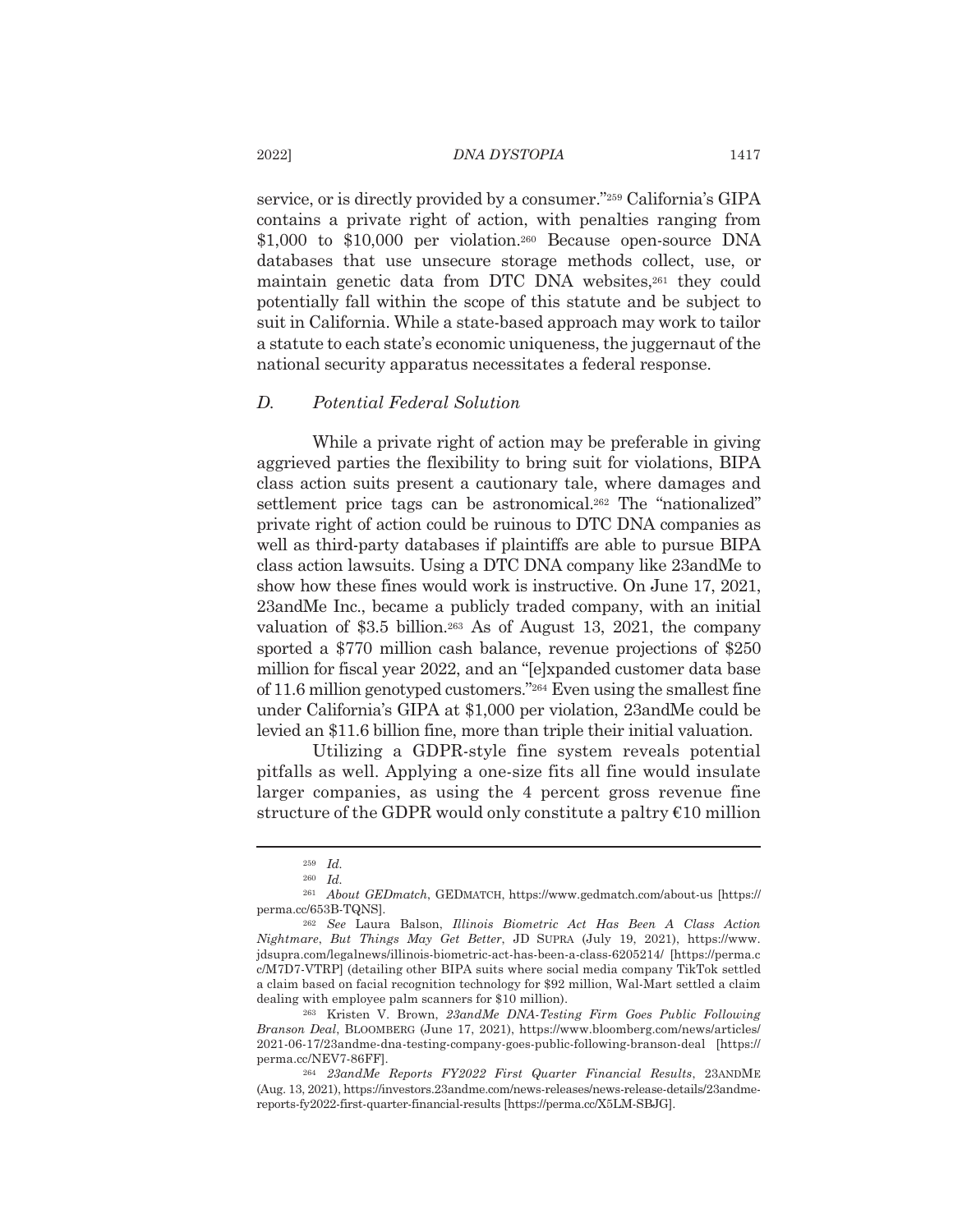service, or is directly provided by a consumer."[259] California's GIPA contains a private right of action, with penalties ranging from $1,000 to $10,000 per violation.[260] Because open-source DNA databases that use unsecure storage methods collect, use, or maintain genetic data from DTC DNA websites,[261] they could potentially fall within the scope of this statute and be subject to suit in California. While a state-based approach may work to tailor a statute to each state's economic uniqueness, the juggernaut of the national security apparatus necessitates a federal response.

### *D. Potential Federal Solution*

While a private right of action may be preferable in giving aggrieved parties the flexibility to bring suit for violations, BIPA class action suits present a cautionary tale, where damages and settlement price tags can be astronomical.[262] The "nationalized" private right of action could be ruinous to DTC DNA companies as well as third-party databases if plaintiffs are able to pursue BIPA class action lawsuits. Using a DTC DNA company like 23andMe to show how these fines would work is instructive. On June 17, 2021, 23andMe Inc., became a publicly traded company, with an initial valuation of $3.5 billion.[263] As of August 13, 2021, the company sported a $770 million cash balance, revenue projections of $250 million for fiscal year 2022, and an "[e]xpanded customer data base of 11.6 million genotyped customers."[264] Even using the smallest fine under California's GIPA at $1,000 per violation, 23andMe could be levied an $11.6 billion fine, more than triple their initial valuation.

Utilizing a GDPR-style fine system reveals potential pitfalls as well. Applying a one-size fits all fine would insulate larger companies, as using the 4 percent gross revenue fine structure of the GDPR would only constitute a paltry €10 million

---

[259] *Id.*

[260] *Id.*

[261] *About GEDmatch*, GEDMATCH, https://www.gedmatch.com/about-us [https://perma.cc/653B-TQNS].

[262] *See* Laura Balson, *Illinois Biometric Act Has Been A Class Action Nightmare, But Things May Get Better*, JD SUPRA (July 19, 2021), https://www.jdsupra.com/legalnews/illinois-biometric-act-has-been-a-class-6205214/ [https://perma.cc/M7D7-VTRP] (detailing other BIPA suits where social media company TikTok settled a claim based on facial recognition technology for $92 million, Wal-Mart settled a claim dealing with employee palm scanners for $10 million).

[263] Kristen V. Brown, *23andMe DNA-Testing Firm Goes Public Following Branson Deal*, BLOOMBERG (June 17, 2021), https://www.bloomberg.com/news/articles/2021-06-17/23andme-dna-testing-company-goes-public-following-branson-deal [https://perma.cc/NEV7-86FF].

[264] *23andMe Reports FY2022 First Quarter Financial Results*, 23ANDME (Aug. 13, 2021), https://investors.23andme.com/news-releases/news-release-details/23andme-reports-fy2022-first-quarter-financial-results [https://perma.cc/X5LM-SBJG].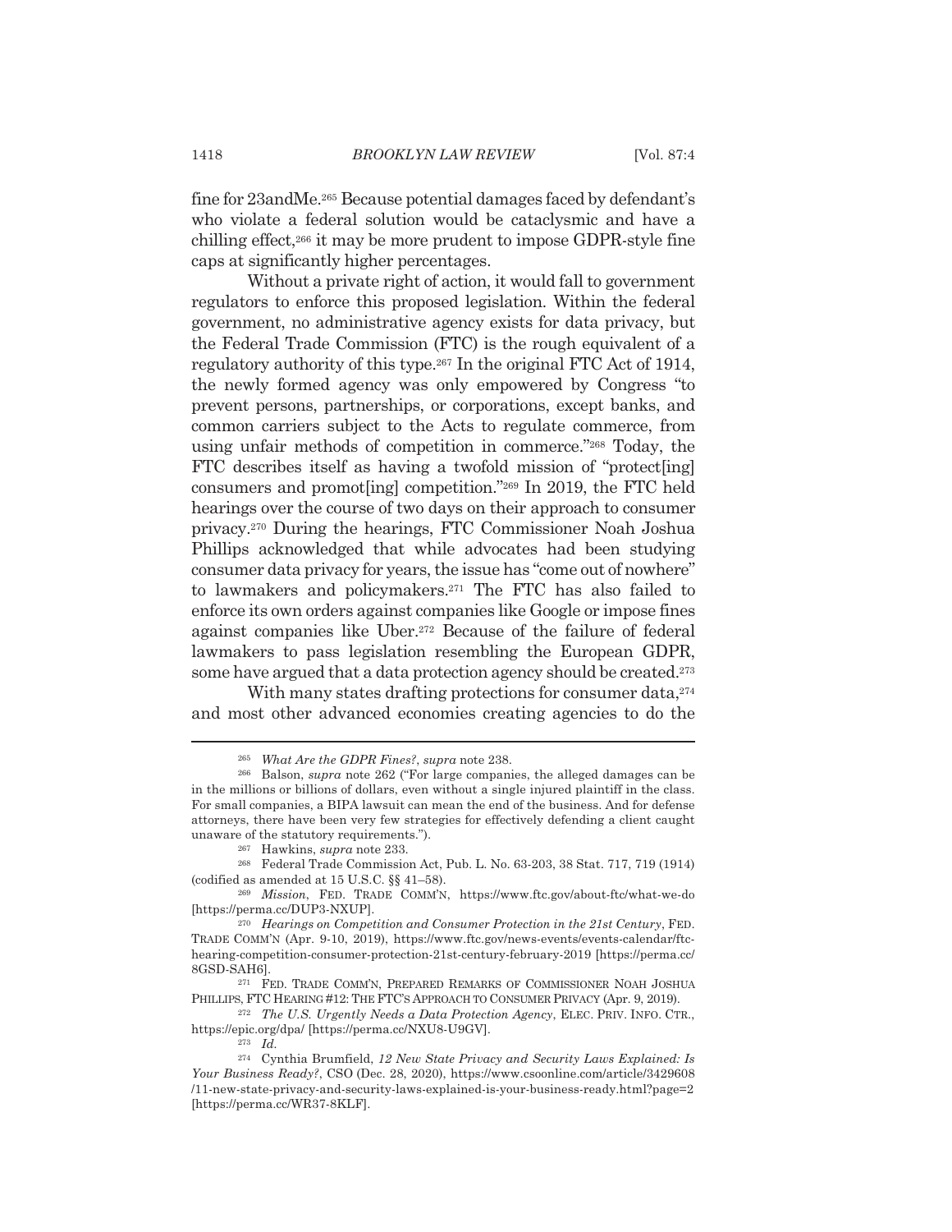fine for 23andMe.[265] Because potential damages faced by defendant's who violate a federal solution would be cataclysmic and have a chilling effect,[266] it may be more prudent to impose GDPR-style fine caps at significantly higher percentages.

Without a private right of action, it would fall to government regulators to enforce this proposed legislation. Within the federal government, no administrative agency exists for data privacy, but the Federal Trade Commission (FTC) is the rough equivalent of a regulatory authority of this type.[267] In the original FTC Act of 1914, the newly formed agency was only empowered by Congress "to prevent persons, partnerships, or corporations, except banks, and common carriers subject to the Acts to regulate commerce, from using unfair methods of competition in commerce."[268] Today, the FTC describes itself as having a twofold mission of "protect[ing] consumers and promot[ing] competition."[269] In 2019, the FTC held hearings over the course of two days on their approach to consumer privacy.[270] During the hearings, FTC Commissioner Noah Joshua Phillips acknowledged that while advocates had been studying consumer data privacy for years, the issue has "come out of nowhere" to lawmakers and policymakers.[271] The FTC has also failed to enforce its own orders against companies like Google or impose fines against companies like Uber.[272] Because of the failure of federal lawmakers to pass legislation resembling the European GDPR, some have argued that a data protection agency should be created.[273]

With many states drafting protections for consumer data,[274] and most other advanced economies creating agencies to do the

---

[265] *What Are the GDPR Fines?*, *supra* note 238.

[266] Balson, *supra* note 262 ("For large companies, the alleged damages can be in the millions or billions of dollars, even without a single injured plaintiff in the class. For small companies, a BIPA lawsuit can mean the end of the business. And for defense attorneys, there have been very few strategies for effectively defending a client caught unaware of the statutory requirements.").

[267] Hawkins, *supra* note 233.

[268] Federal Trade Commission Act, Pub. L. No. 63-203, 38 Stat. 717, 719 (1914) (codified as amended at 15 U.S.C. §§ 41–58).

[269] *Mission*, FED. TRADE COMM'N, https://www.ftc.gov/about-ftc/what-we-do [https://perma.cc/DUP3-NXUP].

[270] *Hearings on Competition and Consumer Protection in the 21st Century*, FED. TRADE COMM'N (Apr. 9-10, 2019), https://www.ftc.gov/news-events/events-calendar/ftc-hearing-competition-consumer-protection-21st-century-february-2019 [https://perma.cc/8GSD-SAH6].

[271] FED. TRADE COMM'N, PREPARED REMARKS OF COMMISSIONER NOAH JOSHUA PHILLIPS, FTC HEARING #12: THE FTC'S APPROACH TO CONSUMER PRIVACY (Apr. 9, 2019).

[272] *The U.S. Urgently Needs a Data Protection Agency*, ELEC. PRIV. INFO. CTR., https://epic.org/dpa/ [https://perma.cc/NXU8-U9GV].

[273] *Id.*

[274] Cynthia Brumfield, *12 New State Privacy and Security Laws Explained: Is Your Business Ready?*, CSO (Dec. 28, 2020), https://www.csoonline.com/article/3429608/11-new-state-privacy-and-security-laws-explained-is-your-business-ready.html?page=2 [https://perma.cc/WR37-8KLF].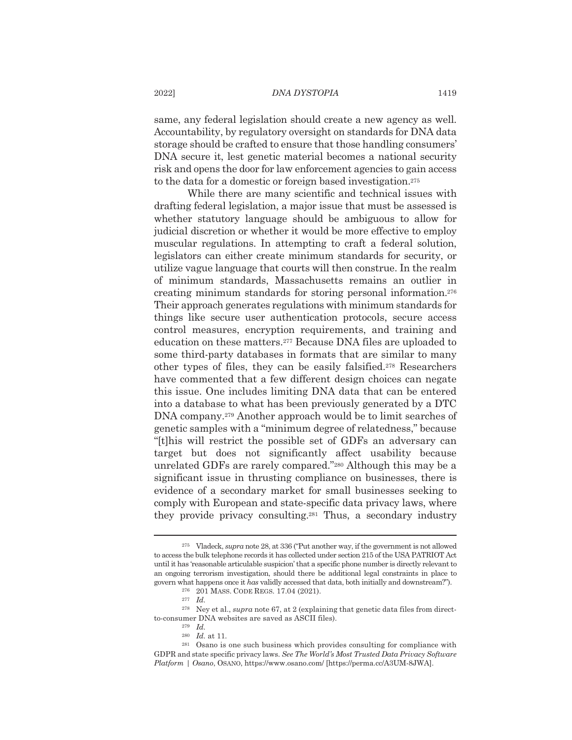same, any federal legislation should create a new agency as well. Accountability, by regulatory oversight on standards for DNA data storage should be crafted to ensure that those handling consumers' DNA secure it, lest genetic material becomes a national security risk and opens the door for law enforcement agencies to gain access to the data for a domestic or foreign based investigation.[275]

While there are many scientific and technical issues with drafting federal legislation, a major issue that must be assessed is whether statutory language should be ambiguous to allow for judicial discretion or whether it would be more effective to employ muscular regulations. In attempting to craft a federal solution, legislators can either create minimum standards for security, or utilize vague language that courts will then construe. In the realm of minimum standards, Massachusetts remains an outlier in creating minimum standards for storing personal information.[276] Their approach generates regulations with minimum standards for things like secure user authentication protocols, secure access control measures, encryption requirements, and training and education on these matters.[277] Because DNA files are uploaded to some third-party databases in formats that are similar to many other types of files, they can be easily falsified.[278] Researchers have commented that a few different design choices can negate this issue. One includes limiting DNA data that can be entered into a database to what has been previously generated by a DTC DNA company.[279] Another approach would be to limit searches of genetic samples with a "minimum degree of relatedness," because "[t]his will restrict the possible set of GDFs an adversary can target but does not significantly affect usability because unrelated GDFs are rarely compared."[280] Although this may be a significant issue in thrusting compliance on businesses, there is evidence of a secondary market for small businesses seeking to comply with European and state-specific data privacy laws, where they provide privacy consulting.[281] Thus, a secondary industry

---

[275] Vladeck, *supra* note 28, at 336 ("Put another way, if the government is not allowed to access the bulk telephone records it has collected under section 215 of the USA PATRIOT Act until it has 'reasonable articulable suspicion' that a specific phone number is directly relevant to an ongoing terrorism investigation, should there be additional legal constraints in place to govern what happens once it *has* validly accessed that data, both initially and downstream?").

[276] 201 MASS. CODE REGS. 17.04 (2021).

[277] *Id.*

[278] Ney et al., *supra* note 67, at 2 (explaining that genetic data files from direct-to-consumer DNA websites are saved as ASCII files).

[279] *Id.*

[280] *Id.* at 11.

[281] Osano is one such business which provides consulting for compliance with GDPR and state specific privacy laws. *See The World's Most Trusted Data Privacy Software Platform | Osano*, OSANO, https://www.osano.com/ [https://perma.cc/A3UM-8JWA].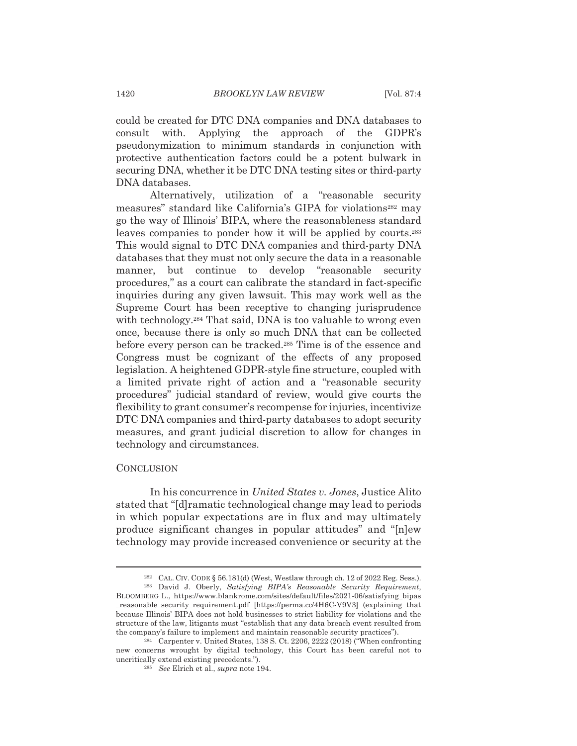could be created for DTC DNA companies and DNA databases to consult with. Applying the approach of the GDPR's pseudonymization to minimum standards in conjunction with protective authentication factors could be a potent bulwark in securing DNA, whether it be DTC DNA testing sites or third-party DNA databases.

Alternatively, utilization of a "reasonable security measures" standard like California's GIPA for violations[282] may go the way of Illinois' BIPA, where the reasonableness standard leaves companies to ponder how it will be applied by courts.[283] This would signal to DTC DNA companies and third-party DNA databases that they must not only secure the data in a reasonable manner, but continue to develop "reasonable security procedures," as a court can calibrate the standard in fact-specific inquiries during any given lawsuit. This may work well as the Supreme Court has been receptive to changing jurisprudence with technology.[284] That said, DNA is too valuable to wrong even once, because there is only so much DNA that can be collected before every person can be tracked.[285] Time is of the essence and Congress must be cognizant of the effects of any proposed legislation. A heightened GDPR-style fine structure, coupled with a limited private right of action and a "reasonable security procedures" judicial standard of review, would give courts the flexibility to grant consumer's recompense for injuries, incentivize DTC DNA companies and third-party databases to adopt security measures, and grant judicial discretion to allow for changes in technology and circumstances.

## CONCLUSION

In his concurrence in *United States v. Jones*, Justice Alito stated that "[d]ramatic technological change may lead to periods in which popular expectations are in flux and may ultimately produce significant changes in popular attitudes" and "[n]ew technology may provide increased convenience or security at the

---

[282] CAL. CIV. CODE § 56.181(d) (West, Westlaw through ch. 12 of 2022 Reg. Sess.).

[283] David J. Oberly, *Satisfying BIPA's Reasonable Security Requirement*, BLOOMBERG L., https://www.blankrome.com/sites/default/files/2021-06/satisfying_bipas_reasonable_security_requirement.pdf [https://perma.cc/4H6C-V9V3] (explaining that because Illinois' BIPA does not hold businesses to strict liability for violations and the structure of the law, litigants must "establish that any data breach event resulted from the company's failure to implement and maintain reasonable security practices").

[284] Carpenter v. United States, 138 S. Ct. 2206, 2222 (2018) ("When confronting new concerns wrought by digital technology, this Court has been careful not to uncritically extend existing precedents.").

[285] *See* Elrich et al., *supra* note 194.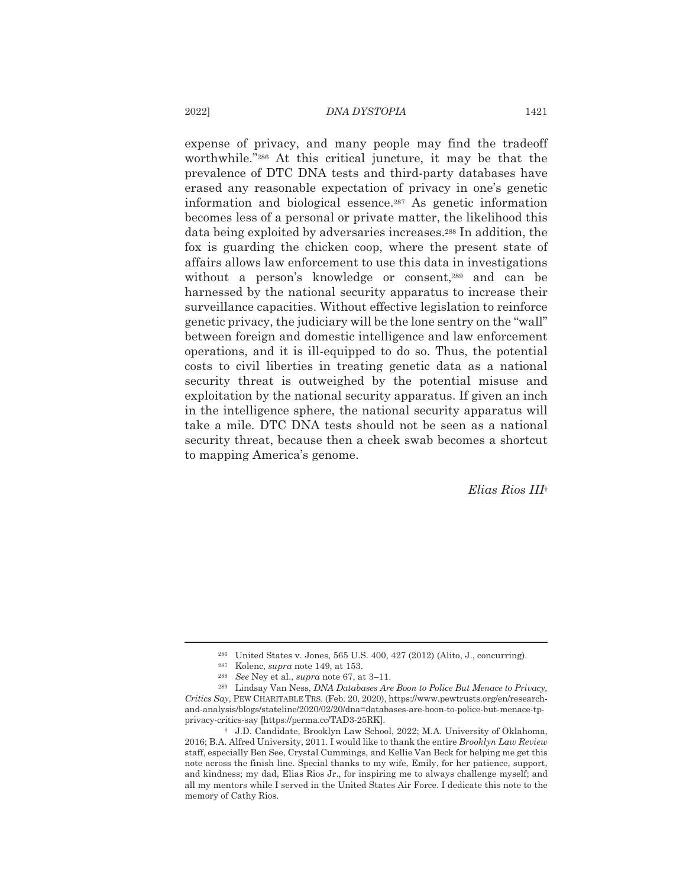expense of privacy, and many people may find the tradeoff worthwhile."[286] At this critical juncture, it may be that the prevalence of DTC DNA tests and third-party databases have erased any reasonable expectation of privacy in one's genetic information and biological essence.[287] As genetic information becomes less of a personal or private matter, the likelihood this data being exploited by adversaries increases.[288] In addition, the fox is guarding the chicken coop, where the present state of affairs allows law enforcement to use this data in investigations without a person's knowledge or consent,[289] and can be harnessed by the national security apparatus to increase their surveillance capacities. Without effective legislation to reinforce genetic privacy, the judiciary will be the lone sentry on the "wall" between foreign and domestic intelligence and law enforcement operations, and it is ill-equipped to do so. Thus, the potential costs to civil liberties in treating genetic data as a national security threat is outweighed by the potential misuse and exploitation by the national security apparatus. If given an inch in the intelligence sphere, the national security apparatus will take a mile. DTC DNA tests should not be seen as a national security threat, because then a cheek swab becomes a shortcut to mapping America's genome.

*Elias Rios III*[†]

---

[286] United States v. Jones, 565 U.S. 400, 427 (2012) (Alito, J., concurring).

[287] Kolenc, *supra* note 149, at 153.

[288] *See* Ney et al., *supra* note 67, at 3–11.

[289] Lindsay Van Ness, *DNA Databases Are Boon to Police But Menace to Privacy, Critics Say*, PEW CHARITABLE TRS. (Feb. 20, 2020), https://www.pewtrusts.org/en/research-and-analysis/blogs/stateline/2020/02/20/dna=databases-are-boon-to-police-but-menace-tp-privacy-critics-say [https://perma.cc/TAD3-25RK].

[†] J.D. Candidate, Brooklyn Law School, 2022; M.A. University of Oklahoma, 2016; B.A. Alfred University, 2011. I would like to thank the entire *Brooklyn Law Review* staff, especially Ben See, Crystal Cummings, and Kellie Van Beck for helping me get this note across the finish line. Special thanks to my wife, Emily, for her patience, support, and kindness; my dad, Elias Rios Jr., for inspiring me to always challenge myself; and all my mentors while I served in the United States Air Force. I dedicate this note to the memory of Cathy Rios.